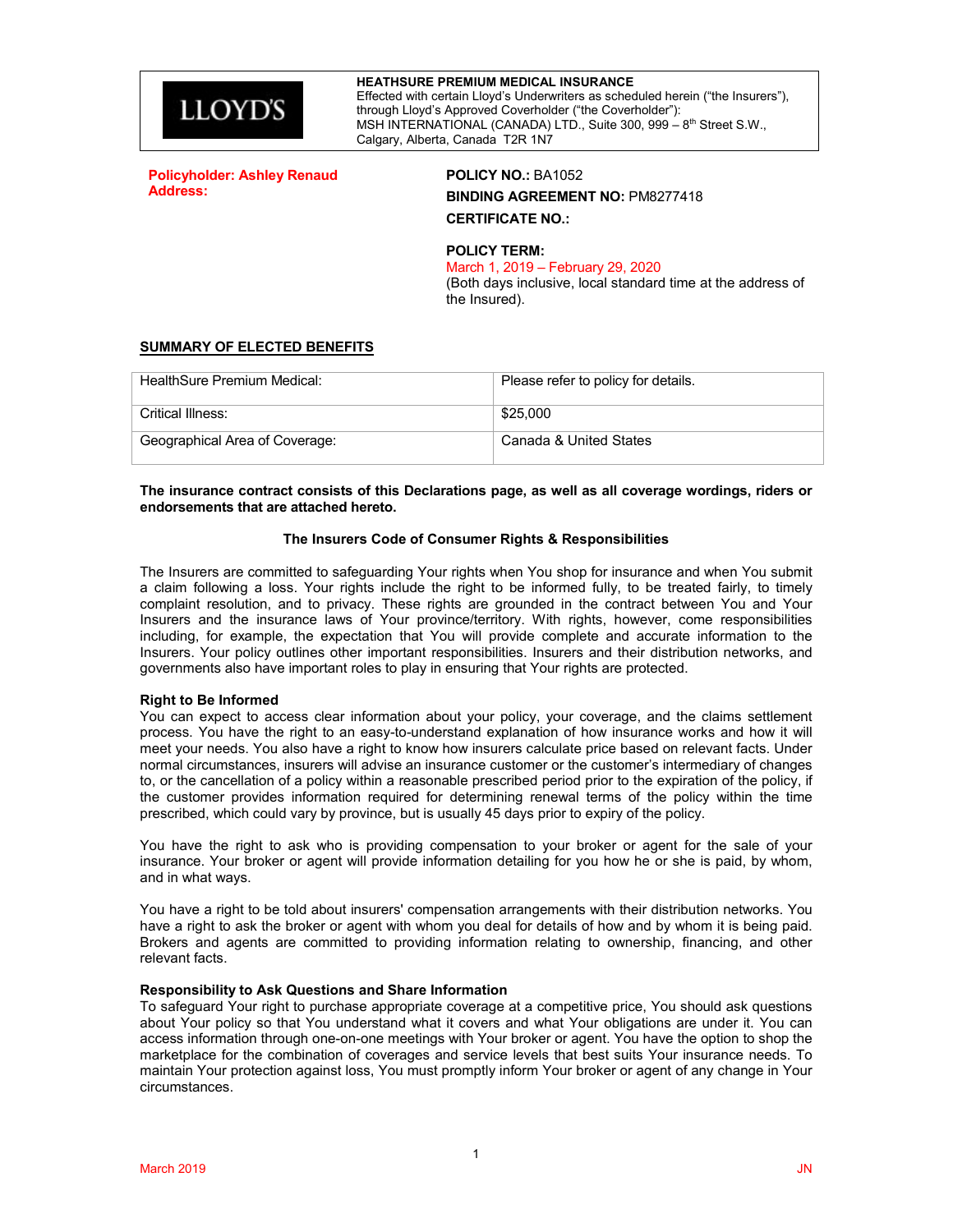LLOYD'S

**HEATHSURE PREMIUM MEDICAL INSURANCE**
Effected with certain Lloyd's Underwriters as scheduled herein ("the Insurers"), through Lloyd's Approved Coverholder ("the Coverholder"):
MSH INTERNATIONAL (CANADA) LTD., Suite 300, 999 – 8th Street S.W., Calgary, Alberta, Canada T2R 1N7

**Policyholder: Ashley Renaud**
**Address:**

**POLICY NO.:** BA1052
**BINDING AGREEMENT NO:** PM8277418
**CERTIFICATE NO.:**

**POLICY TERM:**
March 1, 2019 – February 29, 2020
(Both days inclusive, local standard time at the address of the Insured).

## SUMMARY OF ELECTED BENEFITS

| | |
|---|---|
| HealthSure Premium Medical: | Please refer to policy for details. |
| Critical Illness: | $25,000 |
| Geographical Area of Coverage: | Canada & United States |

**The insurance contract consists of this Declarations page, as well as all coverage wordings, riders or endorsements that are attached hereto.**

### The Insurers Code of Consumer Rights & Responsibilities

The Insurers are committed to safeguarding Your rights when You shop for insurance and when You submit a claim following a loss. Your rights include the right to be informed fully, to be treated fairly, to timely complaint resolution, and to privacy. These rights are grounded in the contract between You and Your Insurers and the insurance laws of Your province/territory. With rights, however, come responsibilities including, for example, the expectation that You will provide complete and accurate information to the Insurers. Your policy outlines other important responsibilities. Insurers and their distribution networks, and governments also have important roles to play in ensuring that Your rights are protected.

**Right to Be Informed**
You can expect to access clear information about your policy, your coverage, and the claims settlement process. You have the right to an easy-to-understand explanation of how insurance works and how it will meet your needs. You also have a right to know how insurers calculate price based on relevant facts. Under normal circumstances, insurers will advise an insurance customer or the customer's intermediary of changes to, or the cancellation of a policy within a reasonable prescribed period prior to the expiration of the policy, if the customer provides information required for determining renewal terms of the policy within the time prescribed, which could vary by province, but is usually 45 days prior to expiry of the policy.

You have the right to ask who is providing compensation to your broker or agent for the sale of your insurance. Your broker or agent will provide information detailing for you how he or she is paid, by whom, and in what ways.

You have a right to be told about insurers' compensation arrangements with their distribution networks. You have a right to ask the broker or agent with whom you deal for details of how and by whom it is being paid. Brokers and agents are committed to providing information relating to ownership, financing, and other relevant facts.

**Responsibility to Ask Questions and Share Information**
To safeguard Your right to purchase appropriate coverage at a competitive price, You should ask questions about Your policy so that You understand what it covers and what Your obligations are under it. You can access information through one-on-one meetings with Your broker or agent. You have the option to shop the marketplace for the combination of coverages and service levels that best suits Your insurance needs. To maintain Your protection against loss, You must promptly inform Your broker or agent of any change in Your circumstances.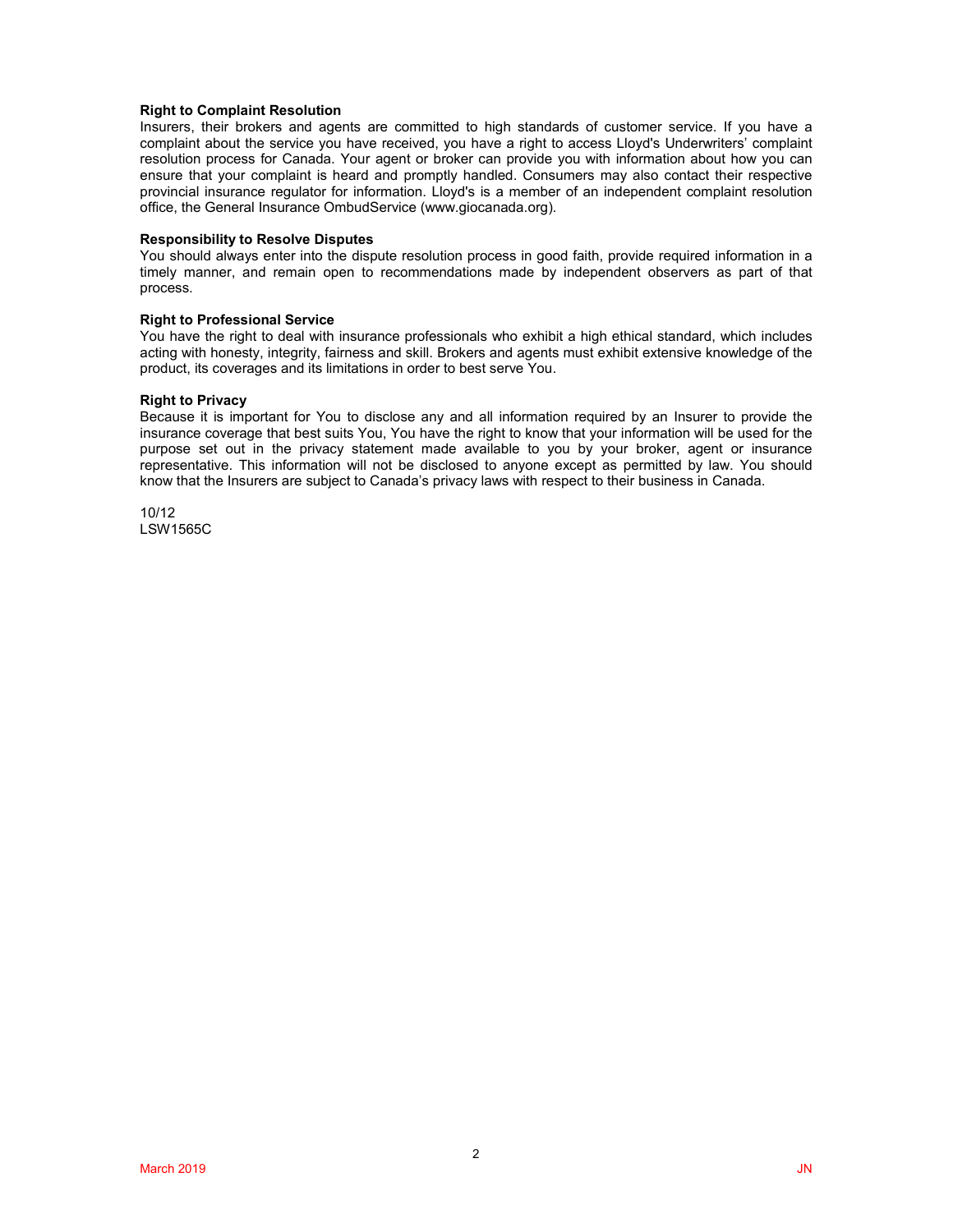**Right to Complaint Resolution**
Insurers, their brokers and agents are committed to high standards of customer service. If you have a complaint about the service you have received, you have a right to access Lloyd's Underwriters' complaint resolution process for Canada. Your agent or broker can provide you with information about how you can ensure that your complaint is heard and promptly handled. Consumers may also contact their respective provincial insurance regulator for information. Lloyd's is a member of an independent complaint resolution office, the General Insurance OmbudService (www.giocanada.org).

**Responsibility to Resolve Disputes**
You should always enter into the dispute resolution process in good faith, provide required information in a timely manner, and remain open to recommendations made by independent observers as part of that process.

**Right to Professional Service**
You have the right to deal with insurance professionals who exhibit a high ethical standard, which includes acting with honesty, integrity, fairness and skill. Brokers and agents must exhibit extensive knowledge of the product, its coverages and its limitations in order to best serve You.

**Right to Privacy**
Because it is important for You to disclose any and all information required by an Insurer to provide the insurance coverage that best suits You, You have the right to know that your information will be used for the purpose set out in the privacy statement made available to you by your broker, agent or insurance representative. This information will not be disclosed to anyone except as permitted by law. You should know that the Insurers are subject to Canada's privacy laws with respect to their business in Canada.

10/12
LSW1565C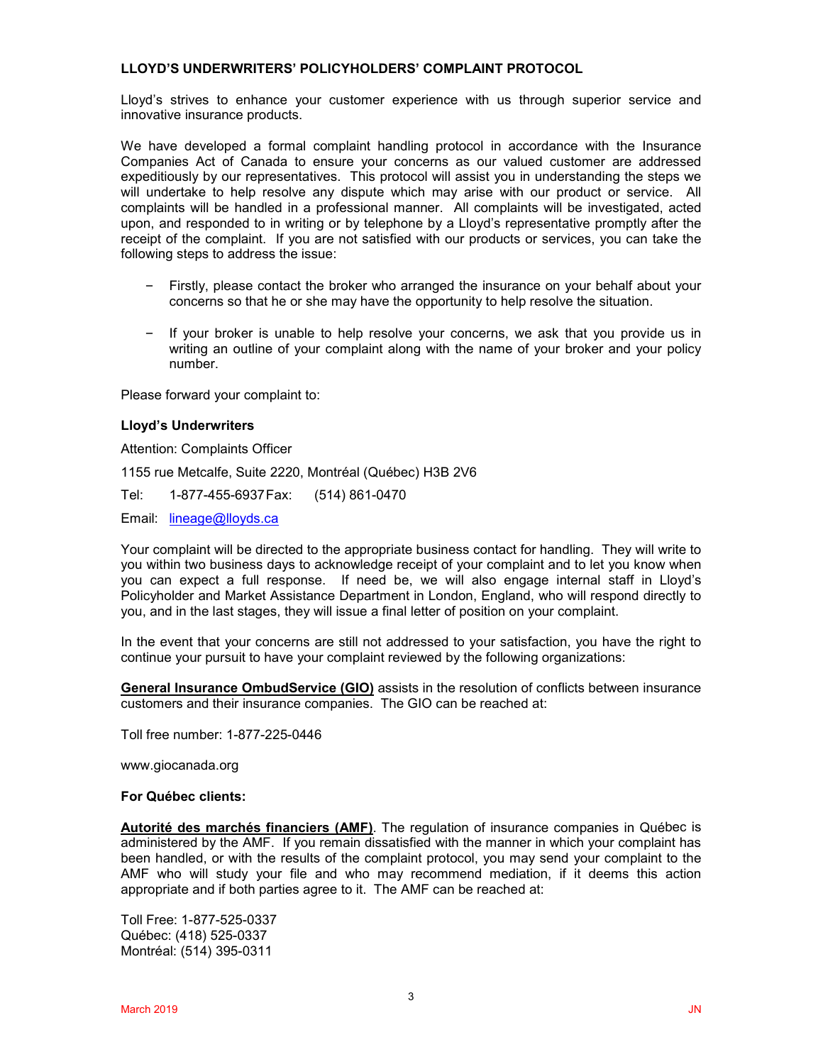**LLOYD'S UNDERWRITERS' POLICYHOLDERS' COMPLAINT PROTOCOL**

Lloyd's strives to enhance your customer experience with us through superior service and innovative insurance products.

We have developed a formal complaint handling protocol in accordance with the Insurance Companies Act of Canada to ensure your concerns as our valued customer are addressed expeditiously by our representatives. This protocol will assist you in understanding the steps we will undertake to help resolve any dispute which may arise with our product or service. All complaints will be handled in a professional manner. All complaints will be investigated, acted upon, and responded to in writing or by telephone by a Lloyd's representative promptly after the receipt of the complaint. If you are not satisfied with our products or services, you can take the following steps to address the issue:

- Firstly, please contact the broker who arranged the insurance on your behalf about your concerns so that he or she may have the opportunity to help resolve the situation.
- If your broker is unable to help resolve your concerns, we ask that you provide us in writing an outline of your complaint along with the name of your broker and your policy number.

Please forward your complaint to:

**Lloyd's Underwriters**

Attention: Complaints Officer

1155 rue Metcalfe, Suite 2220, Montréal (Québec) H3B 2V6

Tel: 1-877-455-6937 Fax: (514) 861-0470

Email: lineage@lloyds.ca

Your complaint will be directed to the appropriate business contact for handling. They will write to you within two business days to acknowledge receipt of your complaint and to let you know when you can expect a full response. If need be, we will also engage internal staff in Lloyd's Policyholder and Market Assistance Department in London, England, who will respond directly to you, and in the last stages, they will issue a final letter of position on your complaint.

In the event that your concerns are still not addressed to your satisfaction, you have the right to continue your pursuit to have your complaint reviewed by the following organizations:

**General Insurance OmbudService (GIO)** assists in the resolution of conflicts between insurance customers and their insurance companies. The GIO can be reached at:

Toll free number: 1-877-225-0446

www.giocanada.org

**For Québec clients:**

**Autorité des marchés financiers (AMF)**. The regulation of insurance companies in Québec is administered by the AMF. If you remain dissatisfied with the manner in which your complaint has been handled, or with the results of the complaint protocol, you may send your complaint to the AMF who will study your file and who may recommend mediation, if it deems this action appropriate and if both parties agree to it. The AMF can be reached at:

Toll Free: 1-877-525-0337
Québec: (418) 525-0337
Montréal: (514) 395-0311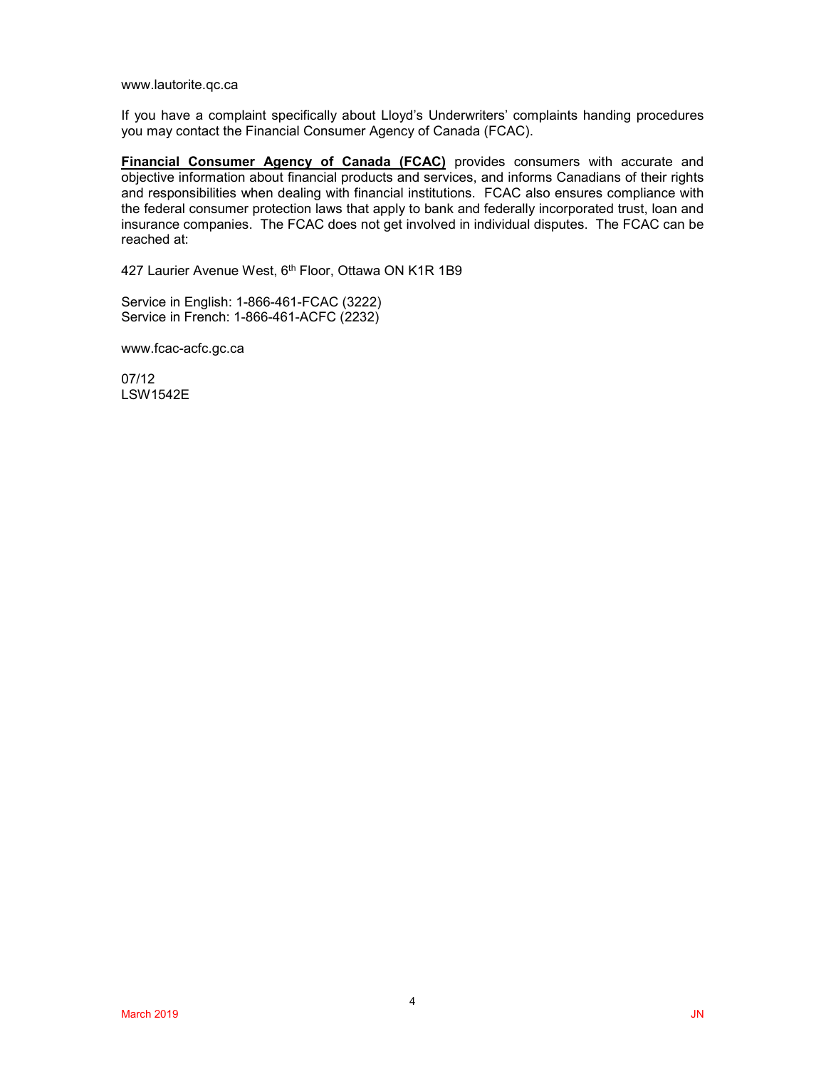www.lautorite.qc.ca

If you have a complaint specifically about Lloyd's Underwriters' complaints handing procedures you may contact the Financial Consumer Agency of Canada (FCAC).

**Financial Consumer Agency of Canada (FCAC)** provides consumers with accurate and objective information about financial products and services, and informs Canadians of their rights and responsibilities when dealing with financial institutions. FCAC also ensures compliance with the federal consumer protection laws that apply to bank and federally incorporated trust, loan and insurance companies. The FCAC does not get involved in individual disputes. The FCAC can be reached at:

427 Laurier Avenue West, 6th Floor, Ottawa ON K1R 1B9

Service in English: 1-866-461-FCAC (3222)
Service in French: 1-866-461-ACFC (2232)

www.fcac-acfc.gc.ca

07/12
LSW1542E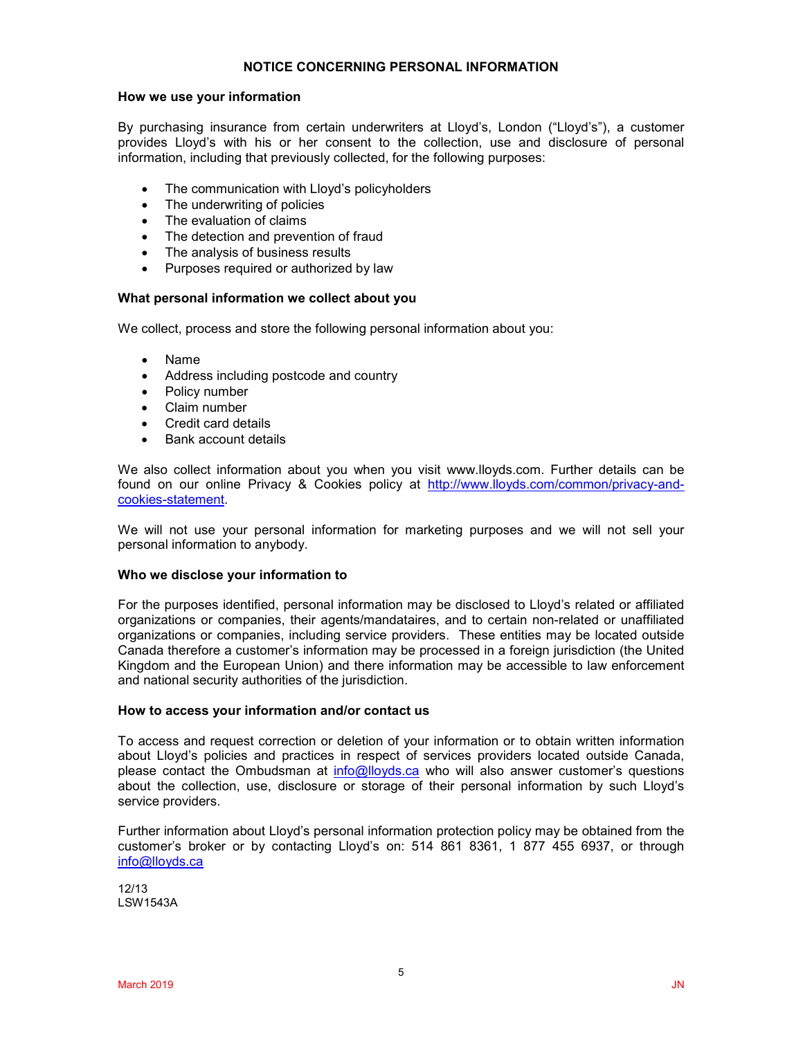# NOTICE CONCERNING PERSONAL INFORMATION

**How we use your information**

By purchasing insurance from certain underwriters at Lloyd's, London ("Lloyd's"), a customer provides Lloyd's with his or her consent to the collection, use and disclosure of personal information, including that previously collected, for the following purposes:

- The communication with Lloyd's policyholders
- The underwriting of policies
- The evaluation of claims
- The detection and prevention of fraud
- The analysis of business results
- Purposes required or authorized by law

**What personal information we collect about you**

We collect, process and store the following personal information about you:

- Name
- Address including postcode and country
- Policy number
- Claim number
- Credit card details
- Bank account details

We also collect information about you when you visit www.lloyds.com. Further details can be found on our online Privacy & Cookies policy at http://www.lloyds.com/common/privacy-and-cookies-statement.

We will not use your personal information for marketing purposes and we will not sell your personal information to anybody.

**Who we disclose your information to**

For the purposes identified, personal information may be disclosed to Lloyd's related or affiliated organizations or companies, their agents/mandataires, and to certain non-related or unaffiliated organizations or companies, including service providers. These entities may be located outside Canada therefore a customer's information may be processed in a foreign jurisdiction (the United Kingdom and the European Union) and there information may be accessible to law enforcement and national security authorities of the jurisdiction.

**How to access your information and/or contact us**

To access and request correction or deletion of your information or to obtain written information about Lloyd's policies and practices in respect of services providers located outside Canada, please contact the Ombudsman at info@lloyds.ca who will also answer customer's questions about the collection, use, disclosure or storage of their personal information by such Lloyd's service providers.

Further information about Lloyd's personal information protection policy may be obtained from the customer's broker or by contacting Lloyd's on: 514 861 8361, 1 877 455 6937, or through info@lloyds.ca

12/13
LSW1543A

March 2019 JN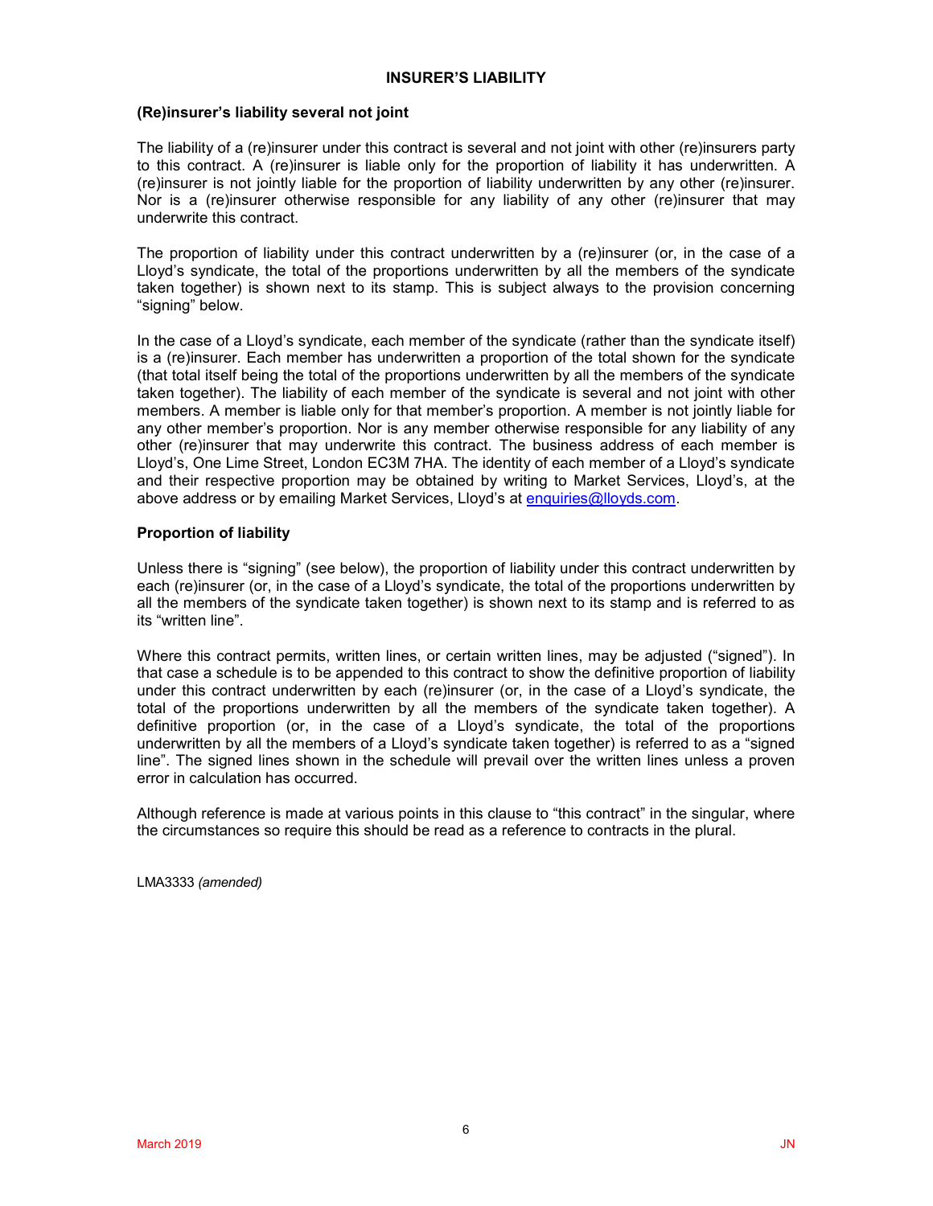## INSURER'S LIABILITY

### (Re)insurer's liability several not joint

The liability of a (re)insurer under this contract is several and not joint with other (re)insurers party to this contract. A (re)insurer is liable only for the proportion of liability it has underwritten. A (re)insurer is not jointly liable for the proportion of liability underwritten by any other (re)insurer. Nor is a (re)insurer otherwise responsible for any liability of any other (re)insurer that may underwrite this contract.

The proportion of liability under this contract underwritten by a (re)insurer (or, in the case of a Lloyd's syndicate, the total of the proportions underwritten by all the members of the syndicate taken together) is shown next to its stamp. This is subject always to the provision concerning "signing" below.

In the case of a Lloyd's syndicate, each member of the syndicate (rather than the syndicate itself) is a (re)insurer. Each member has underwritten a proportion of the total shown for the syndicate (that total itself being the total of the proportions underwritten by all the members of the syndicate taken together). The liability of each member of the syndicate is several and not joint with other members. A member is liable only for that member's proportion. A member is not jointly liable for any other member's proportion. Nor is any member otherwise responsible for any liability of any other (re)insurer that may underwrite this contract. The business address of each member is Lloyd's, One Lime Street, London EC3M 7HA. The identity of each member of a Lloyd's syndicate and their respective proportion may be obtained by writing to Market Services, Lloyd's, at the above address or by emailing Market Services, Lloyd's at enquiries@lloyds.com.

### Proportion of liability

Unless there is "signing" (see below), the proportion of liability under this contract underwritten by each (re)insurer (or, in the case of a Lloyd's syndicate, the total of the proportions underwritten by all the members of the syndicate taken together) is shown next to its stamp and is referred to as its "written line".

Where this contract permits, written lines, or certain written lines, may be adjusted ("signed"). In that case a schedule is to be appended to this contract to show the definitive proportion of liability under this contract underwritten by each (re)insurer (or, in the case of a Lloyd's syndicate, the total of the proportions underwritten by all the members of the syndicate taken together). A definitive proportion (or, in the case of a Lloyd's syndicate, the total of the proportions underwritten by all the members of a Lloyd's syndicate taken together) is referred to as a "signed line". The signed lines shown in the schedule will prevail over the written lines unless a proven error in calculation has occurred.

Although reference is made at various points in this clause to "this contract" in the singular, where the circumstances so require this should be read as a reference to contracts in the plural.

LMA3333 *(amended)*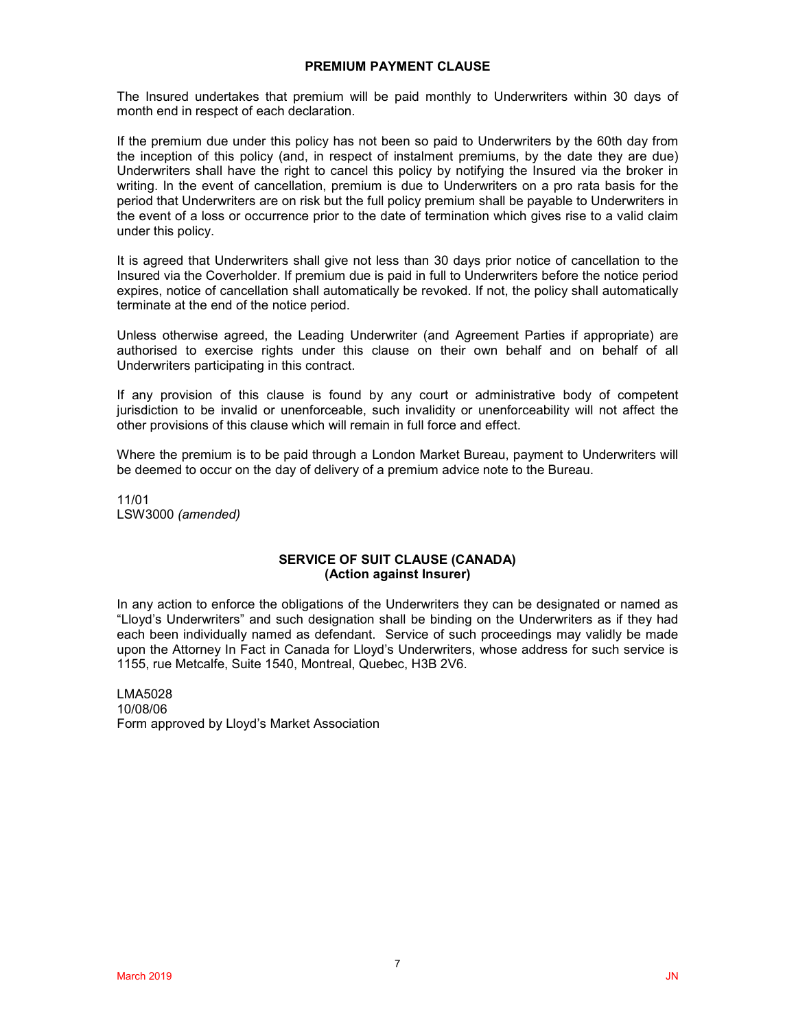## PREMIUM PAYMENT CLAUSE

The Insured undertakes that premium will be paid monthly to Underwriters within 30 days of month end in respect of each declaration.

If the premium due under this policy has not been so paid to Underwriters by the 60th day from the inception of this policy (and, in respect of instalment premiums, by the date they are due) Underwriters shall have the right to cancel this policy by notifying the Insured via the broker in writing. In the event of cancellation, premium is due to Underwriters on a pro rata basis for the period that Underwriters are on risk but the full policy premium shall be payable to Underwriters in the event of a loss or occurrence prior to the date of termination which gives rise to a valid claim under this policy.

It is agreed that Underwriters shall give not less than 30 days prior notice of cancellation to the Insured via the Coverholder. If premium due is paid in full to Underwriters before the notice period expires, notice of cancellation shall automatically be revoked. If not, the policy shall automatically terminate at the end of the notice period.

Unless otherwise agreed, the Leading Underwriter (and Agreement Parties if appropriate) are authorised to exercise rights under this clause on their own behalf and on behalf of all Underwriters participating in this contract.

If any provision of this clause is found by any court or administrative body of competent jurisdiction to be invalid or unenforceable, such invalidity or unenforceability will not affect the other provisions of this clause which will remain in full force and effect.

Where the premium is to be paid through a London Market Bureau, payment to Underwriters will be deemed to occur on the day of delivery of a premium advice note to the Bureau.

11/01
LSW3000 *(amended)*

## SERVICE OF SUIT CLAUSE (CANADA)
### (Action against Insurer)

In any action to enforce the obligations of the Underwriters they can be designated or named as "Lloyd's Underwriters" and such designation shall be binding on the Underwriters as if they had each been individually named as defendant. Service of such proceedings may validly be made upon the Attorney In Fact in Canada for Lloyd's Underwriters, whose address for such service is 1155, rue Metcalfe, Suite 1540, Montreal, Quebec, H3B 2V6.

LMA5028
10/08/06
Form approved by Lloyd's Market Association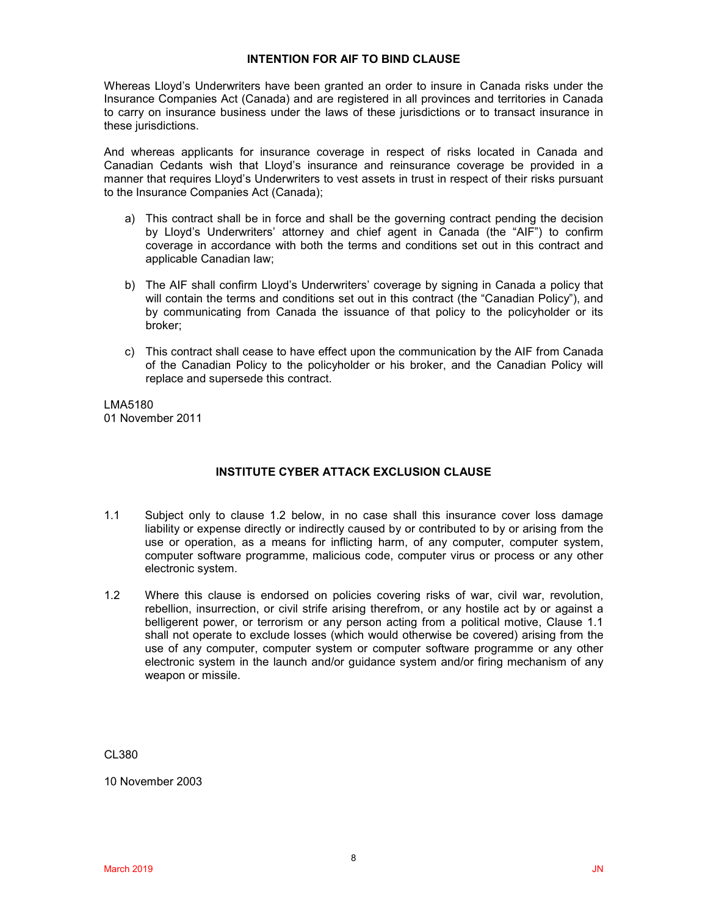## INTENTION FOR AIF TO BIND CLAUSE

Whereas Lloyd's Underwriters have been granted an order to insure in Canada risks under the Insurance Companies Act (Canada) and are registered in all provinces and territories in Canada to carry on insurance business under the laws of these jurisdictions or to transact insurance in these jurisdictions.

And whereas applicants for insurance coverage in respect of risks located in Canada and Canadian Cedants wish that Lloyd's insurance and reinsurance coverage be provided in a manner that requires Lloyd's Underwriters to vest assets in trust in respect of their risks pursuant to the Insurance Companies Act (Canada);

a) This contract shall be in force and shall be the governing contract pending the decision by Lloyd's Underwriters' attorney and chief agent in Canada (the "AIF") to confirm coverage in accordance with both the terms and conditions set out in this contract and applicable Canadian law;

b) The AIF shall confirm Lloyd's Underwriters' coverage by signing in Canada a policy that will contain the terms and conditions set out in this contract (the "Canadian Policy"), and by communicating from Canada the issuance of that policy to the policyholder or its broker;

c) This contract shall cease to have effect upon the communication by the AIF from Canada of the Canadian Policy to the policyholder or his broker, and the Canadian Policy will replace and supersede this contract.

LMA5180
01 November 2011

## INSTITUTE CYBER ATTACK EXCLUSION CLAUSE

1.1 Subject only to clause 1.2 below, in no case shall this insurance cover loss damage liability or expense directly or indirectly caused by or contributed to by or arising from the use or operation, as a means for inflicting harm, of any computer, computer system, computer software programme, malicious code, computer virus or process or any other electronic system.

1.2 Where this clause is endorsed on policies covering risks of war, civil war, revolution, rebellion, insurrection, or civil strife arising therefrom, or any hostile act by or against a belligerent power, or terrorism or any person acting from a political motive, Clause 1.1 shall not operate to exclude losses (which would otherwise be covered) arising from the use of any computer, computer system or computer software programme or any other electronic system in the launch and/or guidance system and/or firing mechanism of any weapon or missile.

CL380

10 November 2003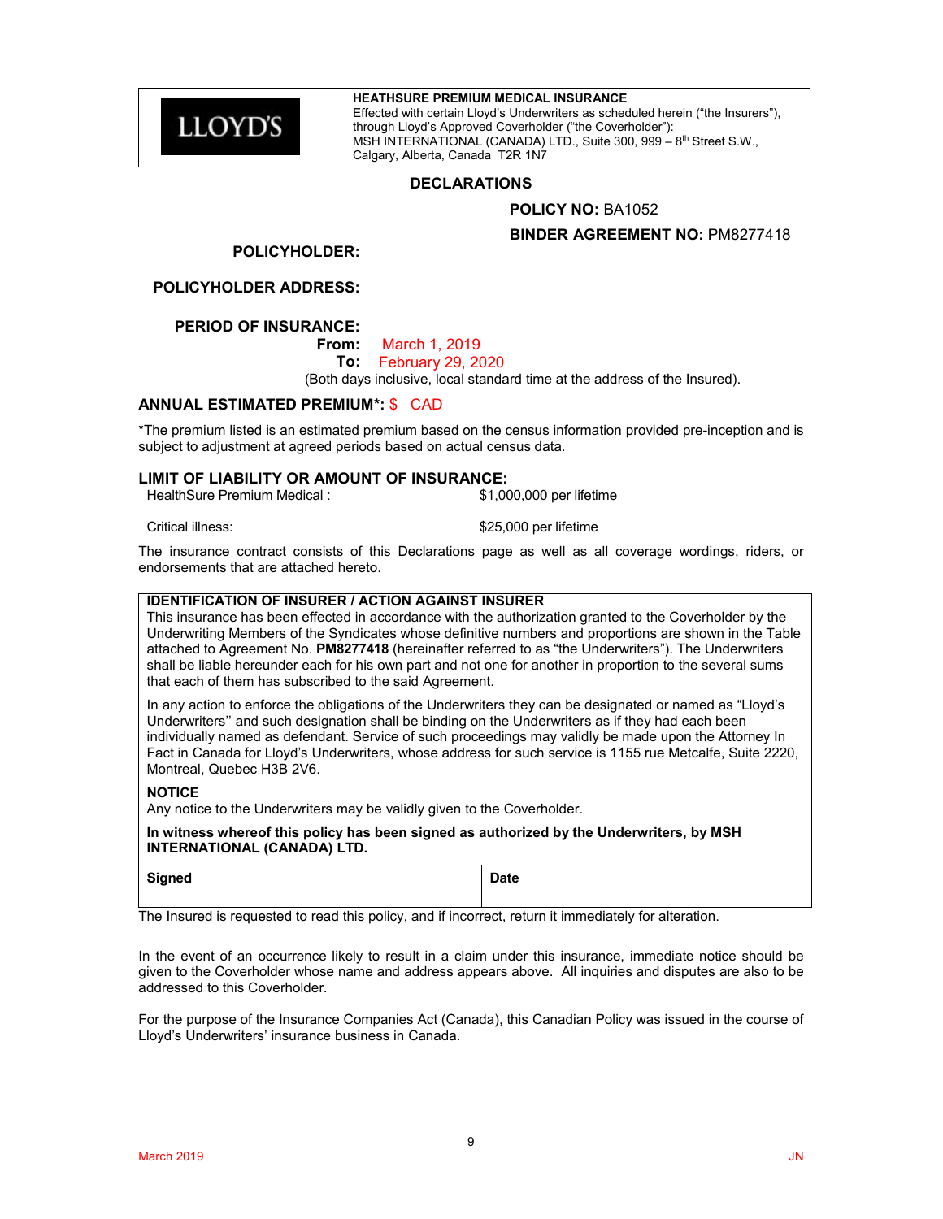LLOYD'S

**HEATHSURE PREMIUM MEDICAL INSURANCE**
Effected with certain Lloyd's Underwriters as scheduled herein ("the Insurers"), through Lloyd's Approved Coverholder ("the Coverholder"):
MSH INTERNATIONAL (CANADA) LTD., Suite 300, 999 – 8th Street S.W., Calgary, Alberta, Canada T2R 1N7

## DECLARATIONS

**POLICY NO:** BA1052

**BINDER AGREEMENT NO:** PM8277418

**POLICYHOLDER:**

**POLICYHOLDER ADDRESS:**

**PERIOD OF INSURANCE:**
**From:** March 1, 2019
**To:** February 29, 2020
(Both days inclusive, local standard time at the address of the Insured).

**ANNUAL ESTIMATED PREMIUM\*:** $ CAD

*The premium listed is an estimated premium based on the census information provided pre-inception and is subject to adjustment at agreed periods based on actual census data.

**LIMIT OF LIABILITY OR AMOUNT OF INSURANCE:**

| | |
|---|---|
| HealthSure Premium Medical : | $1,000,000 per lifetime |
| Critical illness: | $25,000 per lifetime |

The insurance contract consists of this Declarations page as well as all coverage wordings, riders, or endorsements that are attached hereto.

**IDENTIFICATION OF INSURER / ACTION AGAINST INSURER**
This insurance has been effected in accordance with the authorization granted to the Coverholder by the Underwriting Members of the Syndicates whose definitive numbers and proportions are shown in the Table attached to Agreement No. **PM8277418** (hereinafter referred to as "the Underwriters"). The Underwriters shall be liable hereunder each for his own part and not one for another in proportion to the several sums that each of them has subscribed to the said Agreement.

In any action to enforce the obligations of the Underwriters they can be designated or named as "Lloyd's Underwriters" and such designation shall be binding on the Underwriters as if they had each been individually named as defendant. Service of such proceedings may validly be made upon the Attorney In Fact in Canada for Lloyd's Underwriters, whose address for such service is 1155 rue Metcalfe, Suite 2220, Montreal, Quebec H3B 2V6.

**NOTICE**
Any notice to the Underwriters may be validly given to the Coverholder.

**In witness whereof this policy has been signed as authorized by the Underwriters, by MSH INTERNATIONAL (CANADA) LTD.**

| Signed | Date |
|---|---|
| | |

The Insured is requested to read this policy, and if incorrect, return it immediately for alteration.

In the event of an occurrence likely to result in a claim under this insurance, immediate notice should be given to the Coverholder whose name and address appears above. All inquiries and disputes are also to be addressed to this Coverholder.

For the purpose of the Insurance Companies Act (Canada), this Canadian Policy was issued in the course of Lloyd's Underwriters' insurance business in Canada.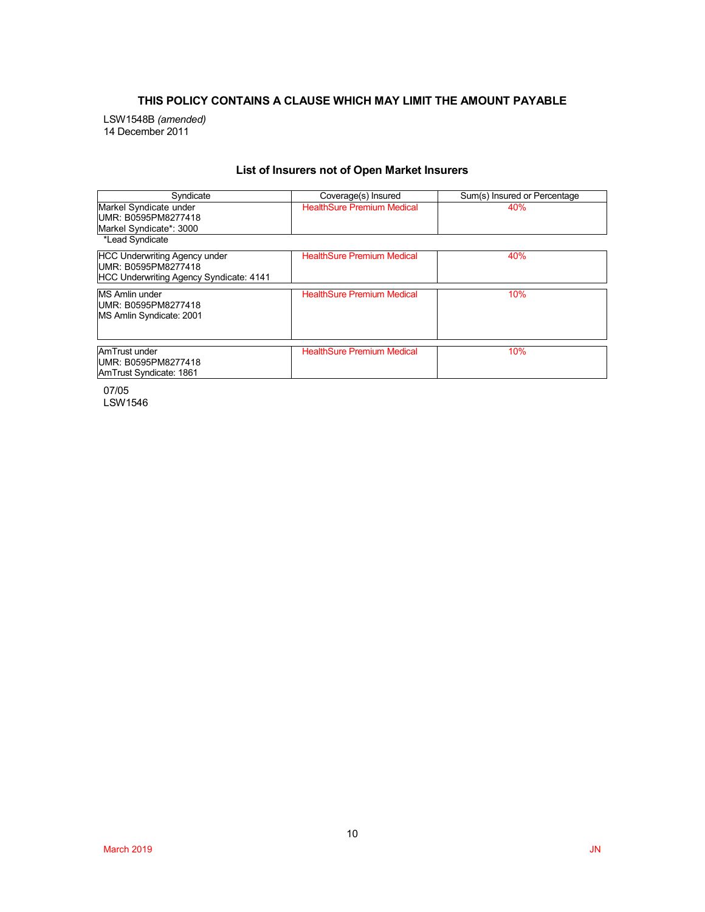**THIS POLICY CONTAINS A CLAUSE WHICH MAY LIMIT THE AMOUNT PAYABLE**

LSW1548B *(amended)*
14 December 2011

## List of Insurers not of Open Market Insurers

| Syndicate | Coverage(s) Insured | Sum(s) Insured or Percentage |
|---|---|---|
| Markel Syndicate under<br>UMR: B0595PM8277418<br>Markel Syndicate*: 3000 | HealthSure Premium Medical | 40% |

*Lead Syndicate

| Syndicate | Coverage(s) Insured | Sum(s) Insured or Percentage |
|---|---|---|
| HCC Underwriting Agency under<br>UMR: B0595PM8277418<br>HCC Underwriting Agency Syndicate: 4141 | HealthSure Premium Medical | 40% |
| MS Amlin under<br>UMR: B0595PM8277418<br>MS Amlin Syndicate: 2001 | HealthSure Premium Medical | 10% |
| AmTrust under<br>UMR: B0595PM8277418<br>AmTrust Syndicate: 1861 | HealthSure Premium Medical | 10% |

07/05
LSW1546

March 2019 JN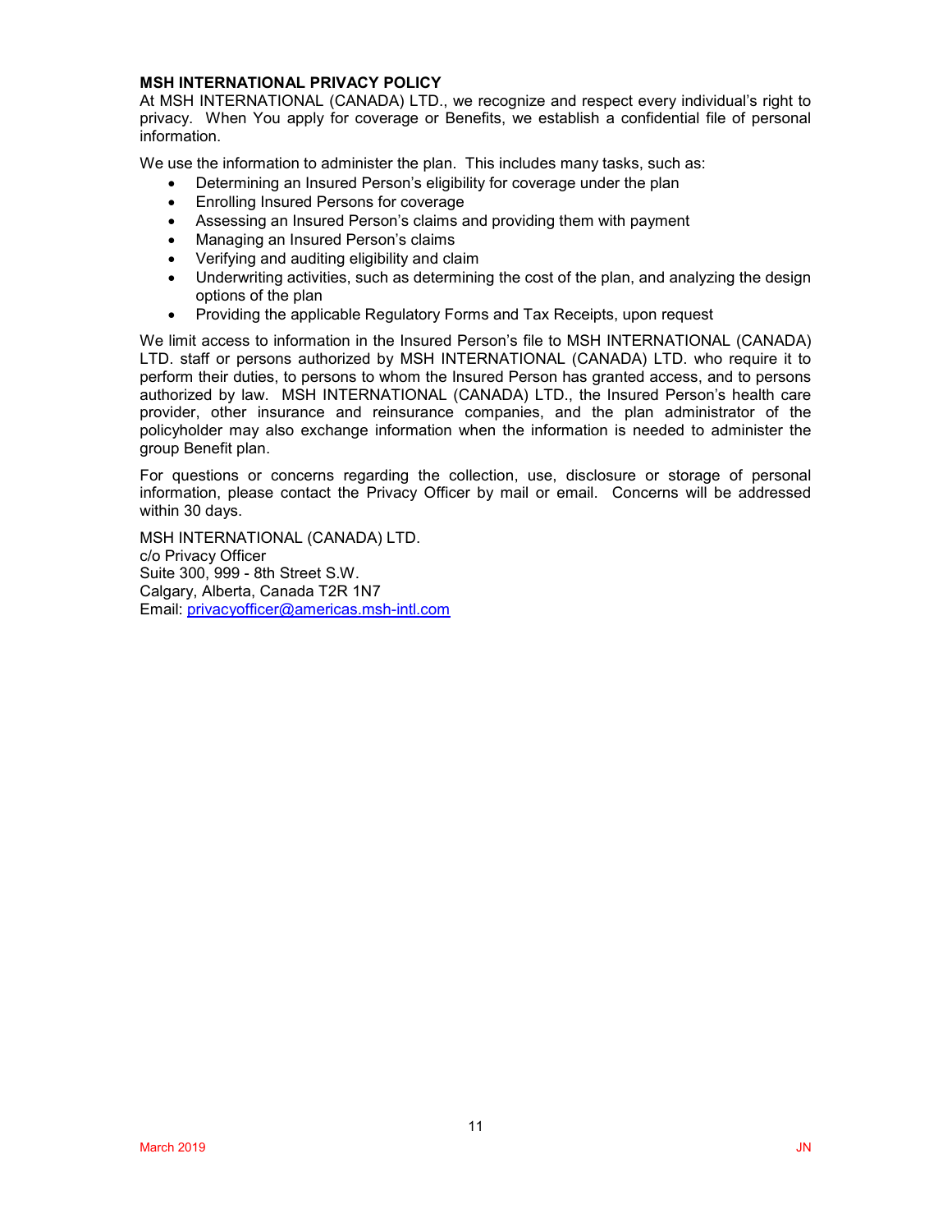**MSH INTERNATIONAL PRIVACY POLICY**

At MSH INTERNATIONAL (CANADA) LTD., we recognize and respect every individual's right to privacy. When You apply for coverage or Benefits, we establish a confidential file of personal information.

We use the information to administer the plan. This includes many tasks, such as:

- Determining an Insured Person's eligibility for coverage under the plan
- Enrolling Insured Persons for coverage
- Assessing an Insured Person's claims and providing them with payment
- Managing an Insured Person's claims
- Verifying and auditing eligibility and claim
- Underwriting activities, such as determining the cost of the plan, and analyzing the design options of the plan
- Providing the applicable Regulatory Forms and Tax Receipts, upon request

We limit access to information in the Insured Person's file to MSH INTERNATIONAL (CANADA) LTD. staff or persons authorized by MSH INTERNATIONAL (CANADA) LTD. who require it to perform their duties, to persons to whom the Insured Person has granted access, and to persons authorized by law. MSH INTERNATIONAL (CANADA) LTD., the Insured Person's health care provider, other insurance and reinsurance companies, and the plan administrator of the policyholder may also exchange information when the information is needed to administer the group Benefit plan.

For questions or concerns regarding the collection, use, disclosure or storage of personal information, please contact the Privacy Officer by mail or email. Concerns will be addressed within 30 days.

MSH INTERNATIONAL (CANADA) LTD.
c/o Privacy Officer
Suite 300, 999 - 8th Street S.W.
Calgary, Alberta, Canada T2R 1N7
Email: privacyofficer@americas.msh-intl.com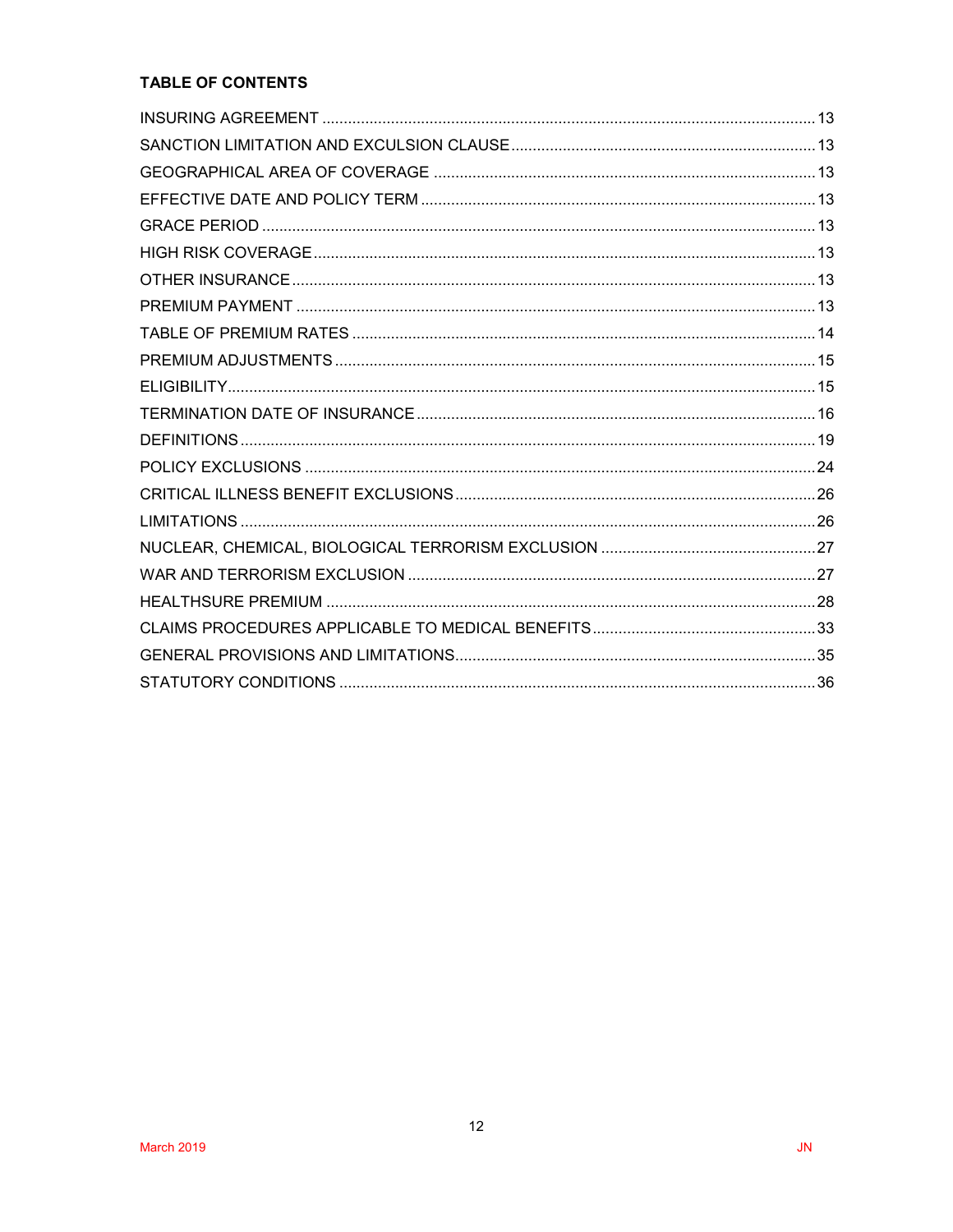**TABLE OF CONTENTS**

| | |
|---|---|
| INSURING AGREEMENT | 13 |
| SANCTION LIMITATION AND EXCULSION CLAUSE | 13 |
| GEOGRAPHICAL AREA OF COVERAGE | 13 |
| EFFECTIVE DATE AND POLICY TERM | 13 |
| GRACE PERIOD | 13 |
| HIGH RISK COVERAGE | 13 |
| OTHER INSURANCE | 13 |
| PREMIUM PAYMENT | 13 |
| TABLE OF PREMIUM RATES | 14 |
| PREMIUM ADJUSTMENTS | 15 |
| ELIGIBILITY | 15 |
| TERMINATION DATE OF INSURANCE | 16 |
| DEFINITIONS | 19 |
| POLICY EXCLUSIONS | 24 |
| CRITICAL ILLNESS BENEFIT EXCLUSIONS | 26 |
| LIMITATIONS | 26 |
| NUCLEAR, CHEMICAL, BIOLOGICAL TERRORISM EXCLUSION | 27 |
| WAR AND TERRORISM EXCLUSION | 27 |
| HEALTHSURE PREMIUM | 28 |
| CLAIMS PROCEDURES APPLICABLE TO MEDICAL BENEFITS | 33 |
| GENERAL PROVISIONS AND LIMITATIONS | 35 |
| STATUTORY CONDITIONS | 36 |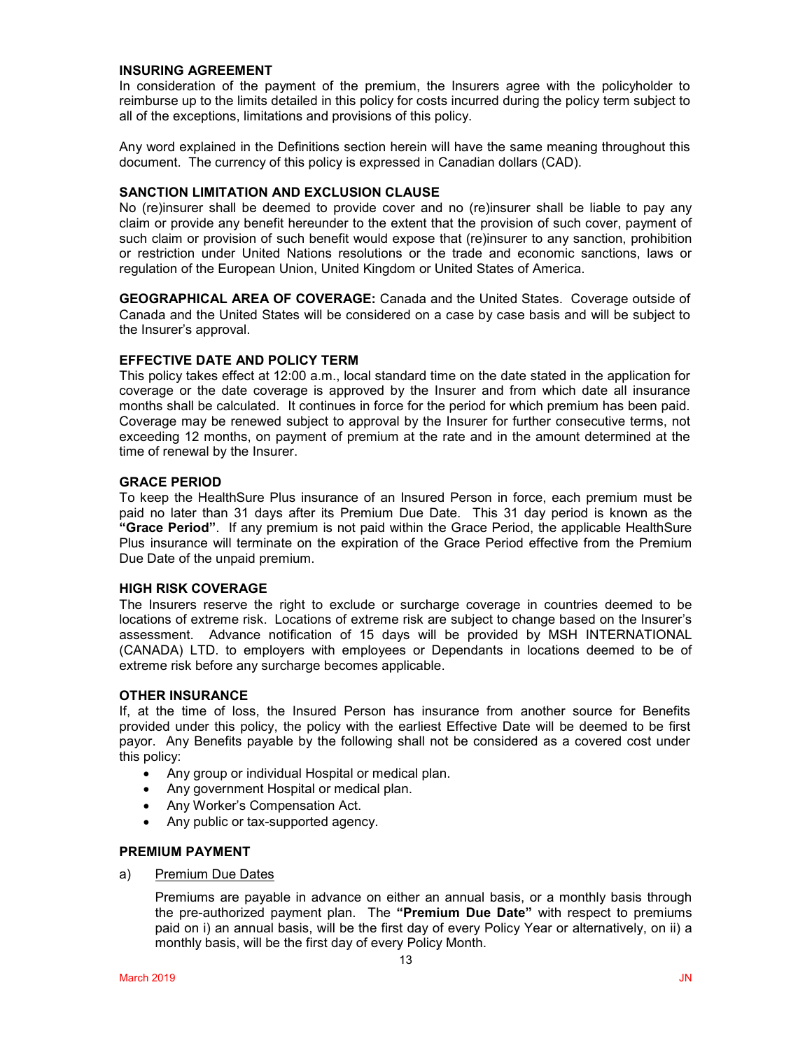### INSURING AGREEMENT

In consideration of the payment of the premium, the Insurers agree with the policyholder to reimburse up to the limits detailed in this policy for costs incurred during the policy term subject to all of the exceptions, limitations and provisions of this policy.

Any word explained in the Definitions section herein will have the same meaning throughout this document. The currency of this policy is expressed in Canadian dollars (CAD).

### SANCTION LIMITATION AND EXCLUSION CLAUSE

No (re)insurer shall be deemed to provide cover and no (re)insurer shall be liable to pay any claim or provide any benefit hereunder to the extent that the provision of such cover, payment of such claim or provision of such benefit would expose that (re)insurer to any sanction, prohibition or restriction under United Nations resolutions or the trade and economic sanctions, laws or regulation of the European Union, United Kingdom or United States of America.

**GEOGRAPHICAL AREA OF COVERAGE:** Canada and the United States. Coverage outside of Canada and the United States will be considered on a case by case basis and will be subject to the Insurer's approval.

### EFFECTIVE DATE AND POLICY TERM

This policy takes effect at 12:00 a.m., local standard time on the date stated in the application for coverage or the date coverage is approved by the Insurer and from which date all insurance months shall be calculated. It continues in force for the period for which premium has been paid. Coverage may be renewed subject to approval by the Insurer for further consecutive terms, not exceeding 12 months, on payment of premium at the rate and in the amount determined at the time of renewal by the Insurer.

### GRACE PERIOD

To keep the HealthSure Plus insurance of an Insured Person in force, each premium must be paid no later than 31 days after its Premium Due Date. This 31 day period is known as the **"Grace Period"**. If any premium is not paid within the Grace Period, the applicable HealthSure Plus insurance will terminate on the expiration of the Grace Period effective from the Premium Due Date of the unpaid premium.

### HIGH RISK COVERAGE

The Insurers reserve the right to exclude or surcharge coverage in countries deemed to be locations of extreme risk. Locations of extreme risk are subject to change based on the Insurer's assessment. Advance notification of 15 days will be provided by MSH INTERNATIONAL (CANADA) LTD. to employers with employees or Dependants in locations deemed to be of extreme risk before any surcharge becomes applicable.

### OTHER INSURANCE

If, at the time of loss, the Insured Person has insurance from another source for Benefits provided under this policy, the policy with the earliest Effective Date will be deemed to be first payor. Any Benefits payable by the following shall not be considered as a covered cost under this policy:

- Any group or individual Hospital or medical plan.
- Any government Hospital or medical plan.
- Any Worker's Compensation Act.
- Any public or tax-supported agency.

### PREMIUM PAYMENT

a) Premium Due Dates

Premiums are payable in advance on either an annual basis, or a monthly basis through the pre-authorized payment plan. The **"Premium Due Date"** with respect to premiums paid on i) an annual basis, will be the first day of every Policy Year or alternatively, on ii) a monthly basis, will be the first day of every Policy Month.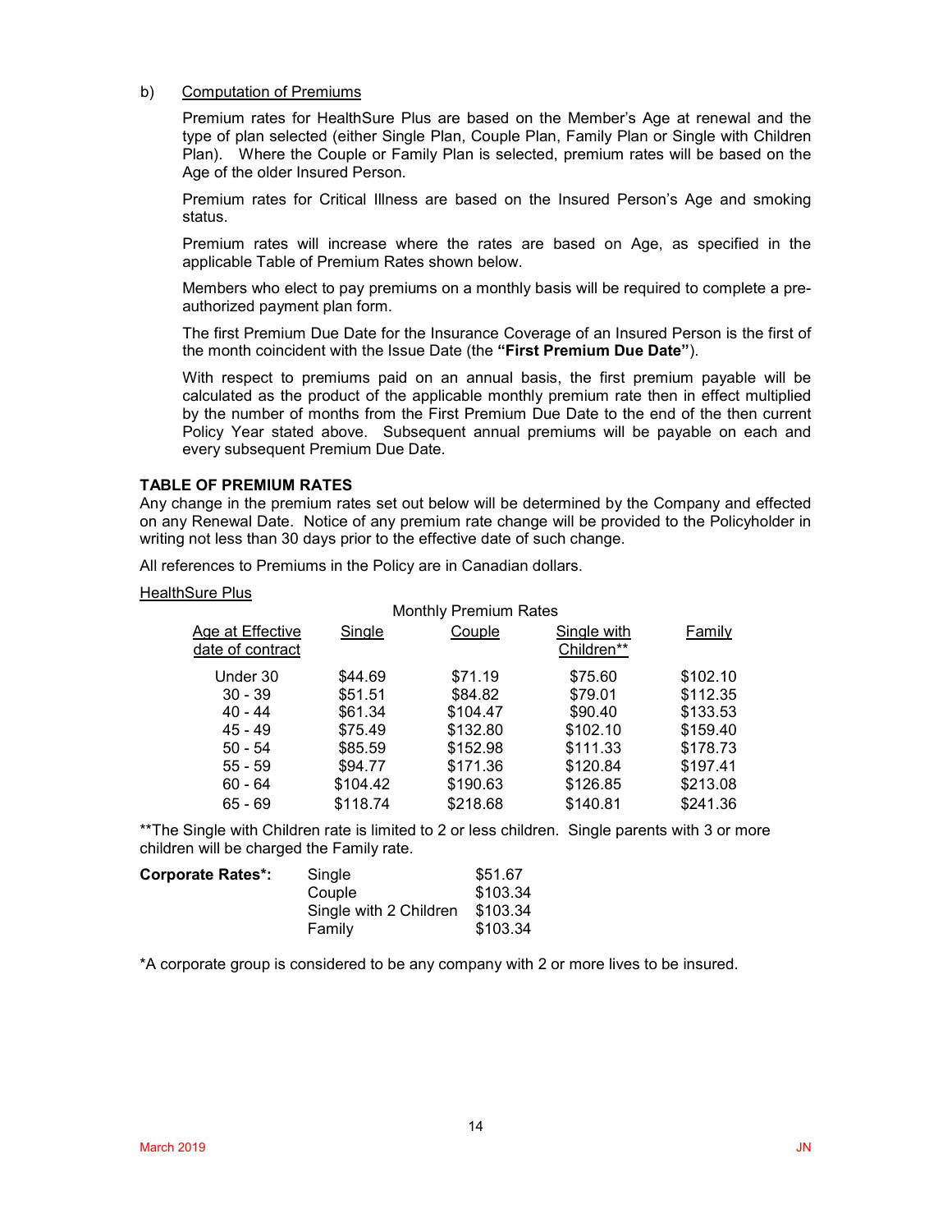b) Computation of Premiums

Premium rates for HealthSure Plus are based on the Member's Age at renewal and the type of plan selected (either Single Plan, Couple Plan, Family Plan or Single with Children Plan). Where the Couple or Family Plan is selected, premium rates will be based on the Age of the older Insured Person.

Premium rates for Critical Illness are based on the Insured Person's Age and smoking status.

Premium rates will increase where the rates are based on Age, as specified in the applicable Table of Premium Rates shown below.

Members who elect to pay premiums on a monthly basis will be required to complete a pre-authorized payment plan form.

The first Premium Due Date for the Insurance Coverage of an Insured Person is the first of the month coincident with the Issue Date (the **"First Premium Due Date"**).

With respect to premiums paid on an annual basis, the first premium payable will be calculated as the product of the applicable monthly premium rate then in effect multiplied by the number of months from the First Premium Due Date to the end of the then current Policy Year stated above. Subsequent annual premiums will be payable on each and every subsequent Premium Due Date.

**TABLE OF PREMIUM RATES**

Any change in the premium rates set out below will be determined by the Company and effected on any Renewal Date. Notice of any premium rate change will be provided to the Policyholder in writing not less than 30 days prior to the effective date of such change.

All references to Premiums in the Policy are in Canadian dollars.

HealthSure Plus

| | Monthly Premium Rates | | | |
|---|---|---|---|---|
| Age at Effective date of contract | Single | Couple | Single with Children** | Family |
| Under 30 | $44.69 | $71.19 | $75.60 | $102.10 |
| 30 - 39 | $51.51 | $84.82 | $79.01 | $112.35 |
| 40 - 44 | $61.34 | $104.47 | $90.40 | $133.53 |
| 45 - 49 | $75.49 | $132.80 | $102.10 | $159.40 |
| 50 - 54 | $85.59 | $152.98 | $111.33 | $178.73 |
| 55 - 59 | $94.77 | $171.36 | $120.84 | $197.41 |
| 60 - 64 | $104.42 | $190.63 | $126.85 | $213.08 |
| 65 - 69 | $118.74 | $218.68 | $140.81 | $241.36 |

**The Single with Children rate is limited to 2 or less children. Single parents with 3 or more children will be charged the Family rate.

| **Corporate Rates*:** | | |
|---|---|---|
| | Single | $51.67 |
| | Couple | $103.34 |
| | Single with 2 Children | $103.34 |
| | Family | $103.34 |

*A corporate group is considered to be any company with 2 or more lives to be insured.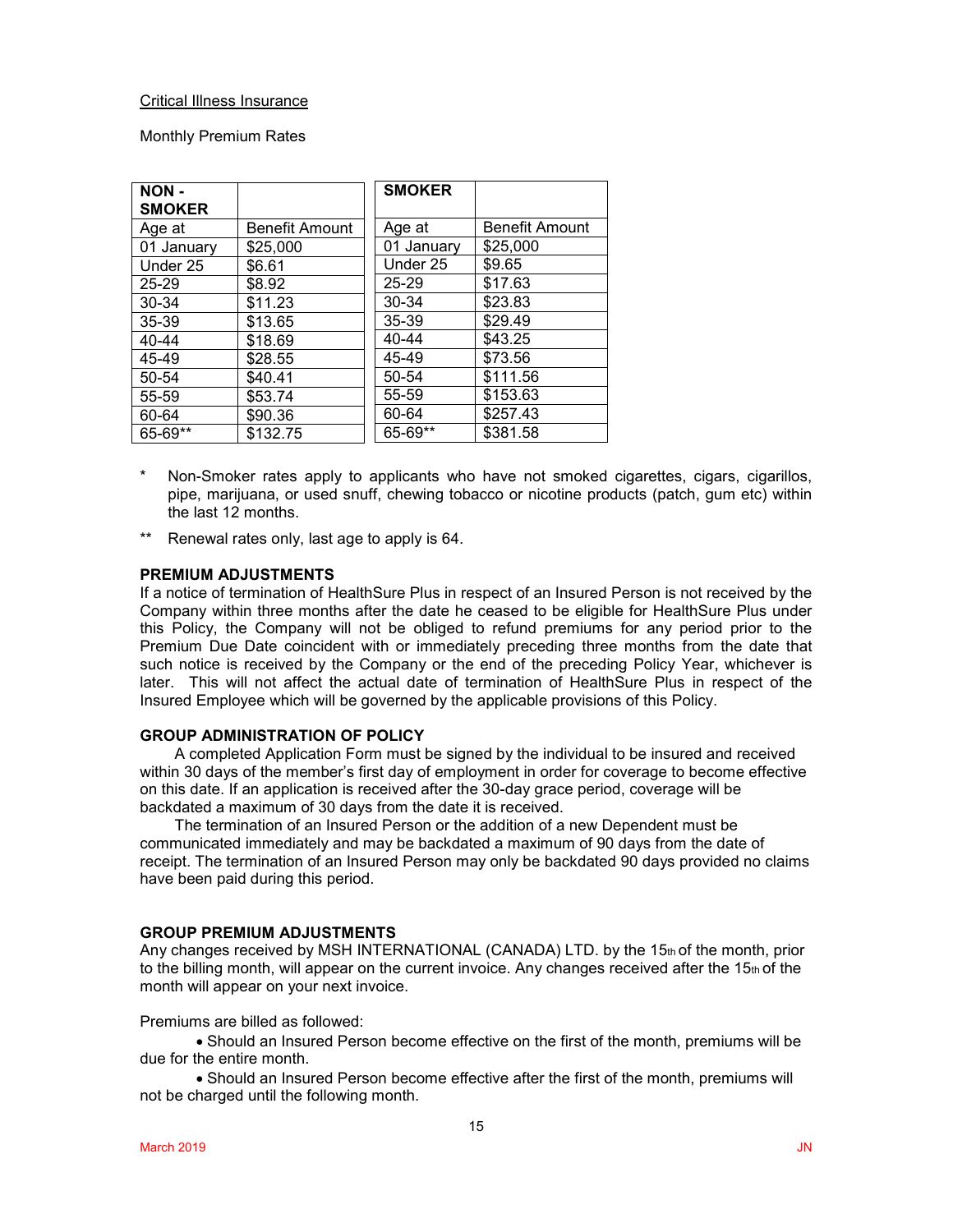Critical Illness Insurance

Monthly Premium Rates

| NON - SMOKER | |
|---|---|
| Age at 01 January | Benefit Amount $25,000 |
| Under 25 | $6.61 |
| 25-29 | $8.92 |
| 30-34 | $11.23 |
| 35-39 | $13.65 |
| 40-44 | $18.69 |
| 45-49 | $28.55 |
| 50-54 | $40.41 |
| 55-59 | $53.74 |
| 60-64 | $90.36 |
| 65-69** | $132.75 |

| SMOKER | |
|---|---|
| Age at 01 January | Benefit Amount $25,000 |
| Under 25 | $9.65 |
| 25-29 | $17.63 |
| 30-34 | $23.83 |
| 35-39 | $29.49 |
| 40-44 | $43.25 |
| 45-49 | $73.56 |
| 50-54 | $111.56 |
| 55-59 | $153.63 |
| 60-64 | $257.43 |
| 65-69** | $381.58 |

\* Non-Smoker rates apply to applicants who have not smoked cigarettes, cigars, cigarillos, pipe, marijuana, or used snuff, chewing tobacco or nicotine products (patch, gum etc) within the last 12 months.

\*\* Renewal rates only, last age to apply is 64.

**PREMIUM ADJUSTMENTS**

If a notice of termination of HealthSure Plus in respect of an Insured Person is not received by the Company within three months after the date he ceased to be eligible for HealthSure Plus under this Policy, the Company will not be obliged to refund premiums for any period prior to the Premium Due Date coincident with or immediately preceding three months from the date that such notice is received by the Company or the end of the preceding Policy Year, whichever is later. This will not affect the actual date of termination of HealthSure Plus in respect of the Insured Employee which will be governed by the applicable provisions of this Policy.

**GROUP ADMINISTRATION OF POLICY**

A completed Application Form must be signed by the individual to be insured and received within 30 days of the member's first day of employment in order for coverage to become effective on this date. If an application is received after the 30-day grace period, coverage will be backdated a maximum of 30 days from the date it is received.

The termination of an Insured Person or the addition of a new Dependent must be communicated immediately and may be backdated a maximum of 90 days from the date of receipt. The termination of an Insured Person may only be backdated 90 days provided no claims have been paid during this period.

**GROUP PREMIUM ADJUSTMENTS**

Any changes received by MSH INTERNATIONAL (CANADA) LTD. by the 15th of the month, prior to the billing month, will appear on the current invoice. Any changes received after the 15th of the month will appear on your next invoice.

Premiums are billed as followed:

- Should an Insured Person become effective on the first of the month, premiums will be due for the entire month.
- Should an Insured Person become effective after the first of the month, premiums will not be charged until the following month.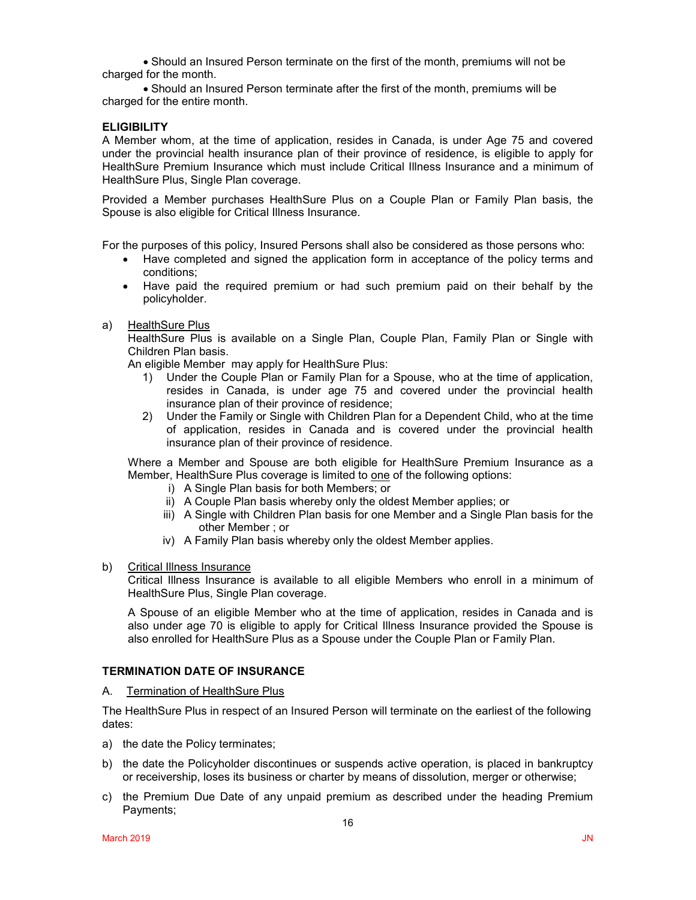- Should an Insured Person terminate on the first of the month, premiums will not be charged for the month.
- Should an Insured Person terminate after the first of the month, premiums will be charged for the entire month.

**ELIGIBILITY**

A Member whom, at the time of application, resides in Canada, is under Age 75 and covered under the provincial health insurance plan of their province of residence, is eligible to apply for HealthSure Premium Insurance which must include Critical Illness Insurance and a minimum of HealthSure Plus, Single Plan coverage.

Provided a Member purchases HealthSure Plus on a Couple Plan or Family Plan basis, the Spouse is also eligible for Critical Illness Insurance.

For the purposes of this policy, Insured Persons shall also be considered as those persons who:

- Have completed and signed the application form in acceptance of the policy terms and conditions;
- Have paid the required premium or had such premium paid on their behalf by the policyholder.

a) <u>HealthSure Plus</u>

HealthSure Plus is available on a Single Plan, Couple Plan, Family Plan or Single with Children Plan basis.

An eligible Member may apply for HealthSure Plus:

1) Under the Couple Plan or Family Plan for a Spouse, who at the time of application, resides in Canada, is under age 75 and covered under the provincial health insurance plan of their province of residence;
2) Under the Family or Single with Children Plan for a Dependent Child, who at the time of application, resides in Canada and is covered under the provincial health insurance plan of their province of residence.

Where a Member and Spouse are both eligible for HealthSure Premium Insurance as a Member, HealthSure Plus coverage is limited to <u>one</u> of the following options:

i) A Single Plan basis for both Members; or
ii) A Couple Plan basis whereby only the oldest Member applies; or
iii) A Single with Children Plan basis for one Member and a Single Plan basis for the other Member ; or
iv) A Family Plan basis whereby only the oldest Member applies.

b) <u>Critical Illness Insurance</u>

Critical Illness Insurance is available to all eligible Members who enroll in a minimum of HealthSure Plus, Single Plan coverage.

A Spouse of an eligible Member who at the time of application, resides in Canada and is also under age 70 is eligible to apply for Critical Illness Insurance provided the Spouse is also enrolled for HealthSure Plus as a Spouse under the Couple Plan or Family Plan.

**TERMINATION DATE OF INSURANCE**

A. <u>Termination of HealthSure Plus</u>

The HealthSure Plus in respect of an Insured Person will terminate on the earliest of the following dates:

a) the date the Policy terminates;
b) the date the Policyholder discontinues or suspends active operation, is placed in bankruptcy or receivership, loses its business or charter by means of dissolution, merger or otherwise;
c) the Premium Due Date of any unpaid premium as described under the heading Premium Payments;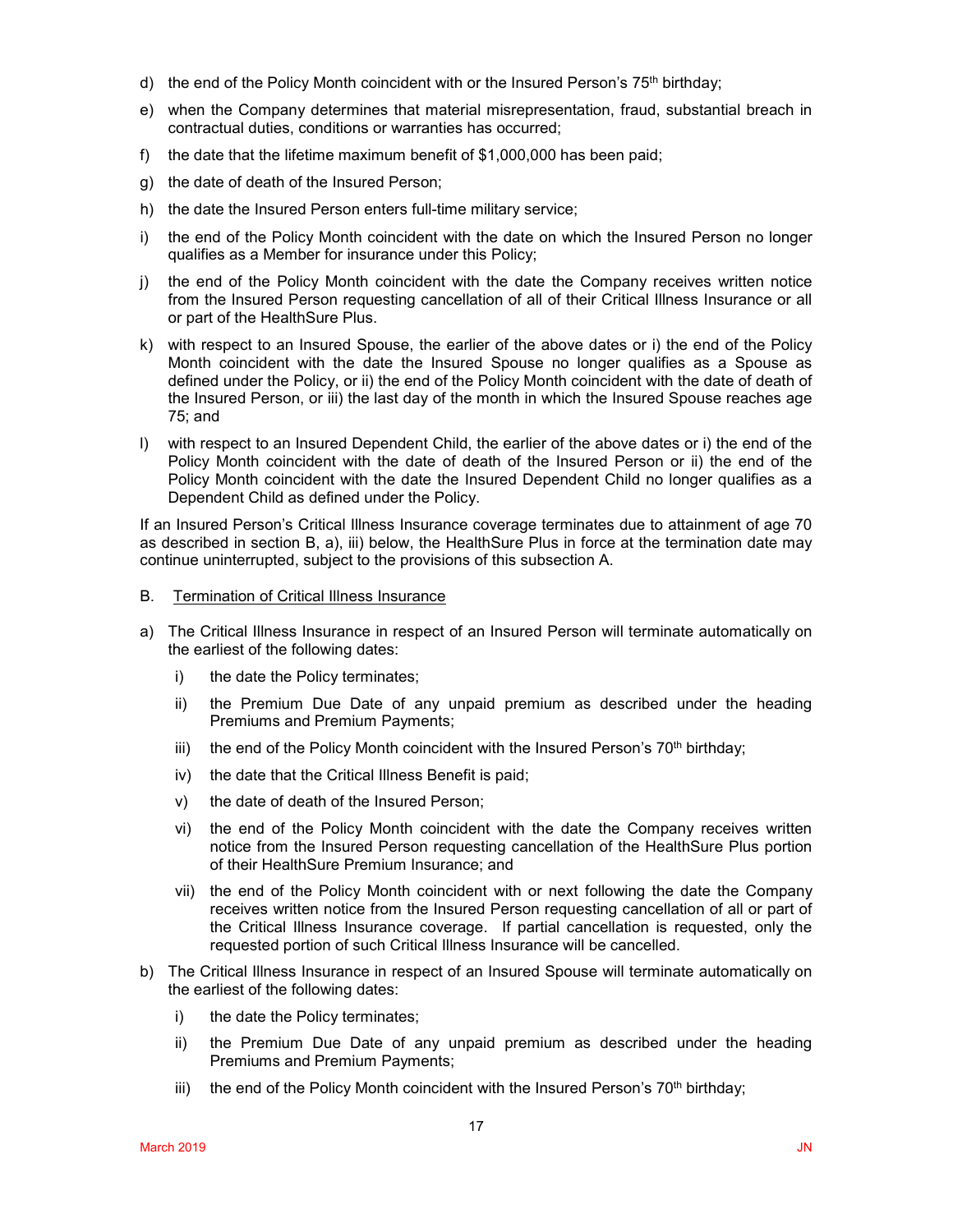d) the end of the Policy Month coincident with or the Insured Person's 75th birthday;

e) when the Company determines that material misrepresentation, fraud, substantial breach in contractual duties, conditions or warranties has occurred;

f) the date that the lifetime maximum benefit of $1,000,000 has been paid;

g) the date of death of the Insured Person;

h) the date the Insured Person enters full-time military service;

i) the end of the Policy Month coincident with the date on which the Insured Person no longer qualifies as a Member for insurance under this Policy;

j) the end of the Policy Month coincident with the date the Company receives written notice from the Insured Person requesting cancellation of all of their Critical Illness Insurance or all or part of the HealthSure Plus.

k) with respect to an Insured Spouse, the earlier of the above dates or i) the end of the Policy Month coincident with the date the Insured Spouse no longer qualifies as a Spouse as defined under the Policy, or ii) the end of the Policy Month coincident with the date of death of the Insured Person, or iii) the last day of the month in which the Insured Spouse reaches age 75; and

l) with respect to an Insured Dependent Child, the earlier of the above dates or i) the end of the Policy Month coincident with the date of death of the Insured Person or ii) the end of the Policy Month coincident with the date the Insured Dependent Child no longer qualifies as a Dependent Child as defined under the Policy.

If an Insured Person's Critical Illness Insurance coverage terminates due to attainment of age 70 as described in section B, a), iii) below, the HealthSure Plus in force at the termination date may continue uninterrupted, subject to the provisions of this subsection A.

B. Termination of Critical Illness Insurance

a) The Critical Illness Insurance in respect of an Insured Person will terminate automatically on the earliest of the following dates:

   i) the date the Policy terminates;

   ii) the Premium Due Date of any unpaid premium as described under the heading Premiums and Premium Payments;

   iii) the end of the Policy Month coincident with the Insured Person's 70th birthday;

   iv) the date that the Critical Illness Benefit is paid;

   v) the date of death of the Insured Person;

   vi) the end of the Policy Month coincident with the date the Company receives written notice from the Insured Person requesting cancellation of the HealthSure Plus portion of their HealthSure Premium Insurance; and

   vii) the end of the Policy Month coincident with or next following the date the Company receives written notice from the Insured Person requesting cancellation of all or part of the Critical Illness Insurance coverage. If partial cancellation is requested, only the requested portion of such Critical Illness Insurance will be cancelled.

b) The Critical Illness Insurance in respect of an Insured Spouse will terminate automatically on the earliest of the following dates:

   i) the date the Policy terminates;

   ii) the Premium Due Date of any unpaid premium as described under the heading Premiums and Premium Payments;

   iii) the end of the Policy Month coincident with the Insured Person's 70th birthday;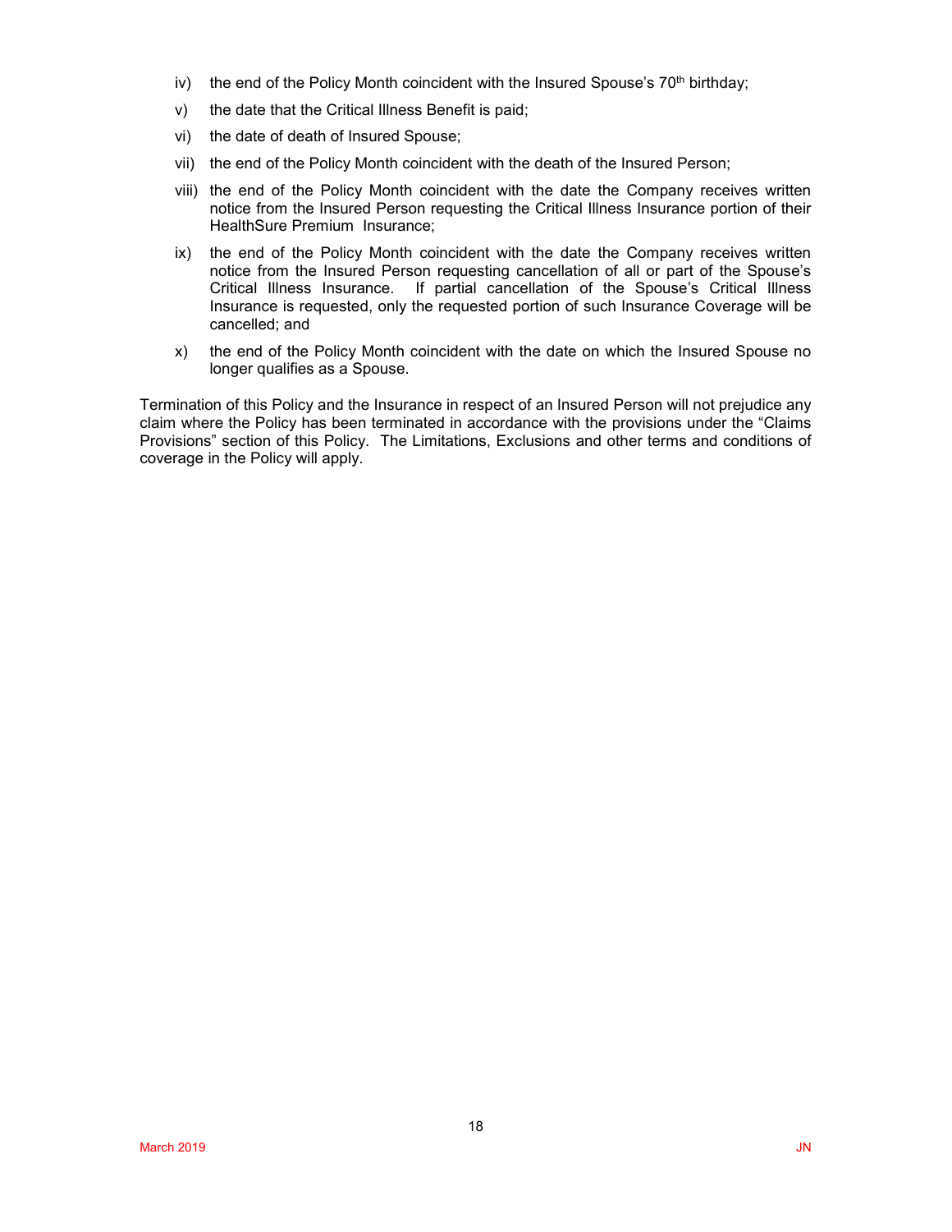iv) the end of the Policy Month coincident with the Insured Spouse's 70th birthday;

v) the date that the Critical Illness Benefit is paid;

vi) the date of death of Insured Spouse;

vii) the end of the Policy Month coincident with the death of the Insured Person;

viii) the end of the Policy Month coincident with the date the Company receives written notice from the Insured Person requesting the Critical Illness Insurance portion of their HealthSure Premium Insurance;

ix) the end of the Policy Month coincident with the date the Company receives written notice from the Insured Person requesting cancellation of all or part of the Spouse's Critical Illness Insurance. If partial cancellation of the Spouse's Critical Illness Insurance is requested, only the requested portion of such Insurance Coverage will be cancelled; and

x) the end of the Policy Month coincident with the date on which the Insured Spouse no longer qualifies as a Spouse.

Termination of this Policy and the Insurance in respect of an Insured Person will not prejudice any claim where the Policy has been terminated in accordance with the provisions under the "Claims Provisions" section of this Policy. The Limitations, Exclusions and other terms and conditions of coverage in the Policy will apply.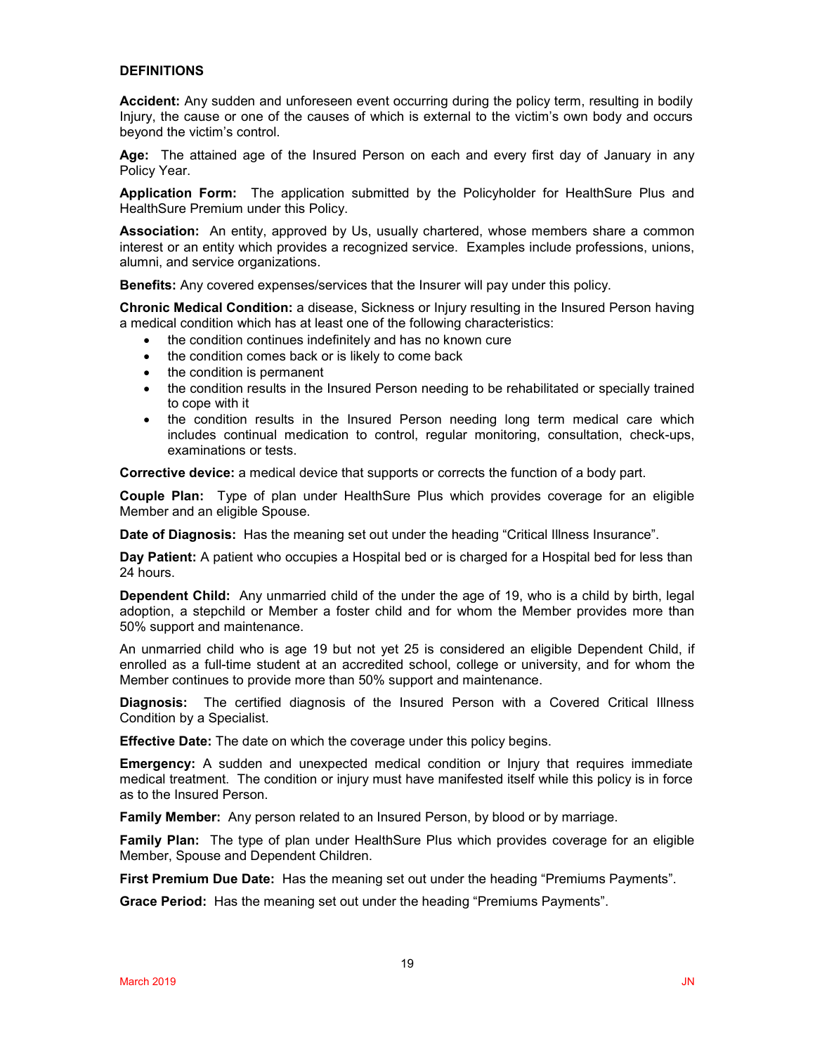**DEFINITIONS**

**Accident:** Any sudden and unforeseen event occurring during the policy term, resulting in bodily Injury, the cause or one of the causes of which is external to the victim's own body and occurs beyond the victim's control.

**Age:** The attained age of the Insured Person on each and every first day of January in any Policy Year.

**Application Form:** The application submitted by the Policyholder for HealthSure Plus and HealthSure Premium under this Policy.

**Association:** An entity, approved by Us, usually chartered, whose members share a common interest or an entity which provides a recognized service. Examples include professions, unions, alumni, and service organizations.

**Benefits:** Any covered expenses/services that the Insurer will pay under this policy.

**Chronic Medical Condition:** a disease, Sickness or Injury resulting in the Insured Person having a medical condition which has at least one of the following characteristics:

- the condition continues indefinitely and has no known cure
- the condition comes back or is likely to come back
- the condition is permanent
- the condition results in the Insured Person needing to be rehabilitated or specially trained to cope with it
- the condition results in the Insured Person needing long term medical care which includes continual medication to control, regular monitoring, consultation, check-ups, examinations or tests.

**Corrective device:** a medical device that supports or corrects the function of a body part.

**Couple Plan:** Type of plan under HealthSure Plus which provides coverage for an eligible Member and an eligible Spouse.

**Date of Diagnosis:** Has the meaning set out under the heading "Critical Illness Insurance".

**Day Patient:** A patient who occupies a Hospital bed or is charged for a Hospital bed for less than 24 hours.

**Dependent Child:** Any unmarried child of the under the age of 19, who is a child by birth, legal adoption, a stepchild or Member a foster child and for whom the Member provides more than 50% support and maintenance.

An unmarried child who is age 19 but not yet 25 is considered an eligible Dependent Child, if enrolled as a full-time student at an accredited school, college or university, and for whom the Member continues to provide more than 50% support and maintenance.

**Diagnosis:** The certified diagnosis of the Insured Person with a Covered Critical Illness Condition by a Specialist.

**Effective Date:** The date on which the coverage under this policy begins.

**Emergency:** A sudden and unexpected medical condition or Injury that requires immediate medical treatment. The condition or injury must have manifested itself while this policy is in force as to the Insured Person.

**Family Member:** Any person related to an Insured Person, by blood or by marriage.

**Family Plan:** The type of plan under HealthSure Plus which provides coverage for an eligible Member, Spouse and Dependent Children.

**First Premium Due Date:** Has the meaning set out under the heading "Premiums Payments".

**Grace Period:** Has the meaning set out under the heading "Premiums Payments".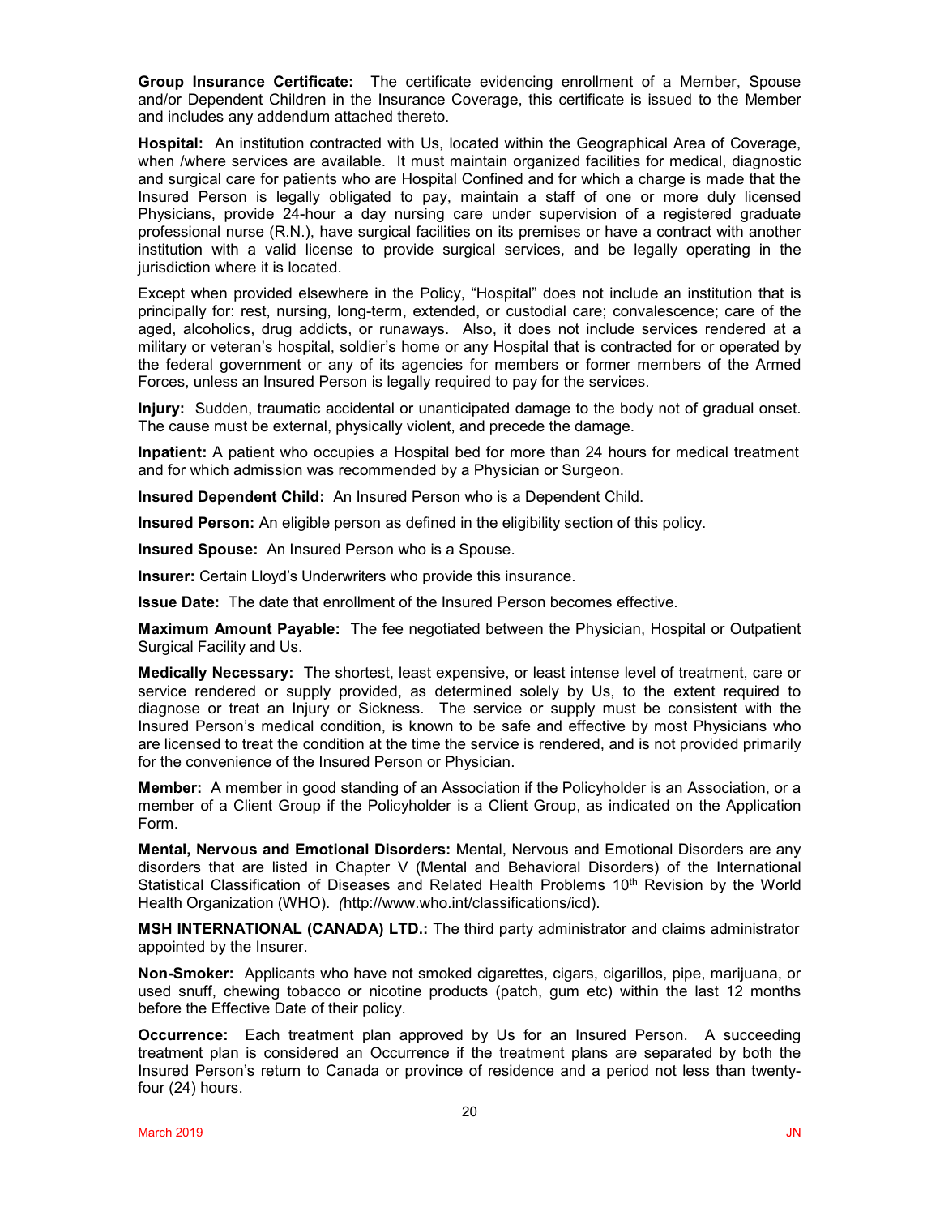**Group Insurance Certificate:** The certificate evidencing enrollment of a Member, Spouse and/or Dependent Children in the Insurance Coverage, this certificate is issued to the Member and includes any addendum attached thereto.

**Hospital:** An institution contracted with Us, located within the Geographical Area of Coverage, when /where services are available. It must maintain organized facilities for medical, diagnostic and surgical care for patients who are Hospital Confined and for which a charge is made that the Insured Person is legally obligated to pay, maintain a staff of one or more duly licensed Physicians, provide 24-hour a day nursing care under supervision of a registered graduate professional nurse (R.N.), have surgical facilities on its premises or have a contract with another institution with a valid license to provide surgical services, and be legally operating in the jurisdiction where it is located.

Except when provided elsewhere in the Policy, "Hospital" does not include an institution that is principally for: rest, nursing, long-term, extended, or custodial care; convalescence; care of the aged, alcoholics, drug addicts, or runaways. Also, it does not include services rendered at a military or veteran's hospital, soldier's home or any Hospital that is contracted for or operated by the federal government or any of its agencies for members or former members of the Armed Forces, unless an Insured Person is legally required to pay for the services.

**Injury:** Sudden, traumatic accidental or unanticipated damage to the body not of gradual onset. The cause must be external, physically violent, and precede the damage.

**Inpatient:** A patient who occupies a Hospital bed for more than 24 hours for medical treatment and for which admission was recommended by a Physician or Surgeon.

**Insured Dependent Child:** An Insured Person who is a Dependent Child.

**Insured Person:** An eligible person as defined in the eligibility section of this policy.

**Insured Spouse:** An Insured Person who is a Spouse.

**Insurer:** Certain Lloyd's Underwriters who provide this insurance.

**Issue Date:** The date that enrollment of the Insured Person becomes effective.

**Maximum Amount Payable:** The fee negotiated between the Physician, Hospital or Outpatient Surgical Facility and Us.

**Medically Necessary:** The shortest, least expensive, or least intense level of treatment, care or service rendered or supply provided, as determined solely by Us, to the extent required to diagnose or treat an Injury or Sickness. The service or supply must be consistent with the Insured Person's medical condition, is known to be safe and effective by most Physicians who are licensed to treat the condition at the time the service is rendered, and is not provided primarily for the convenience of the Insured Person or Physician.

**Member:** A member in good standing of an Association if the Policyholder is an Association, or a member of a Client Group if the Policyholder is a Client Group, as indicated on the Application Form.

**Mental, Nervous and Emotional Disorders:** Mental, Nervous and Emotional Disorders are any disorders that are listed in Chapter V (Mental and Behavioral Disorders) of the International Statistical Classification of Diseases and Related Health Problems 10th Revision by the World Health Organization (WHO). *(*http://www.who.int/classifications/icd).

**MSH INTERNATIONAL (CANADA) LTD.:** The third party administrator and claims administrator appointed by the Insurer.

**Non-Smoker:** Applicants who have not smoked cigarettes, cigars, cigarillos, pipe, marijuana, or used snuff, chewing tobacco or nicotine products (patch, gum etc) within the last 12 months before the Effective Date of their policy.

**Occurrence:** Each treatment plan approved by Us for an Insured Person. A succeeding treatment plan is considered an Occurrence if the treatment plans are separated by both the Insured Person's return to Canada or province of residence and a period not less than twenty-four (24) hours.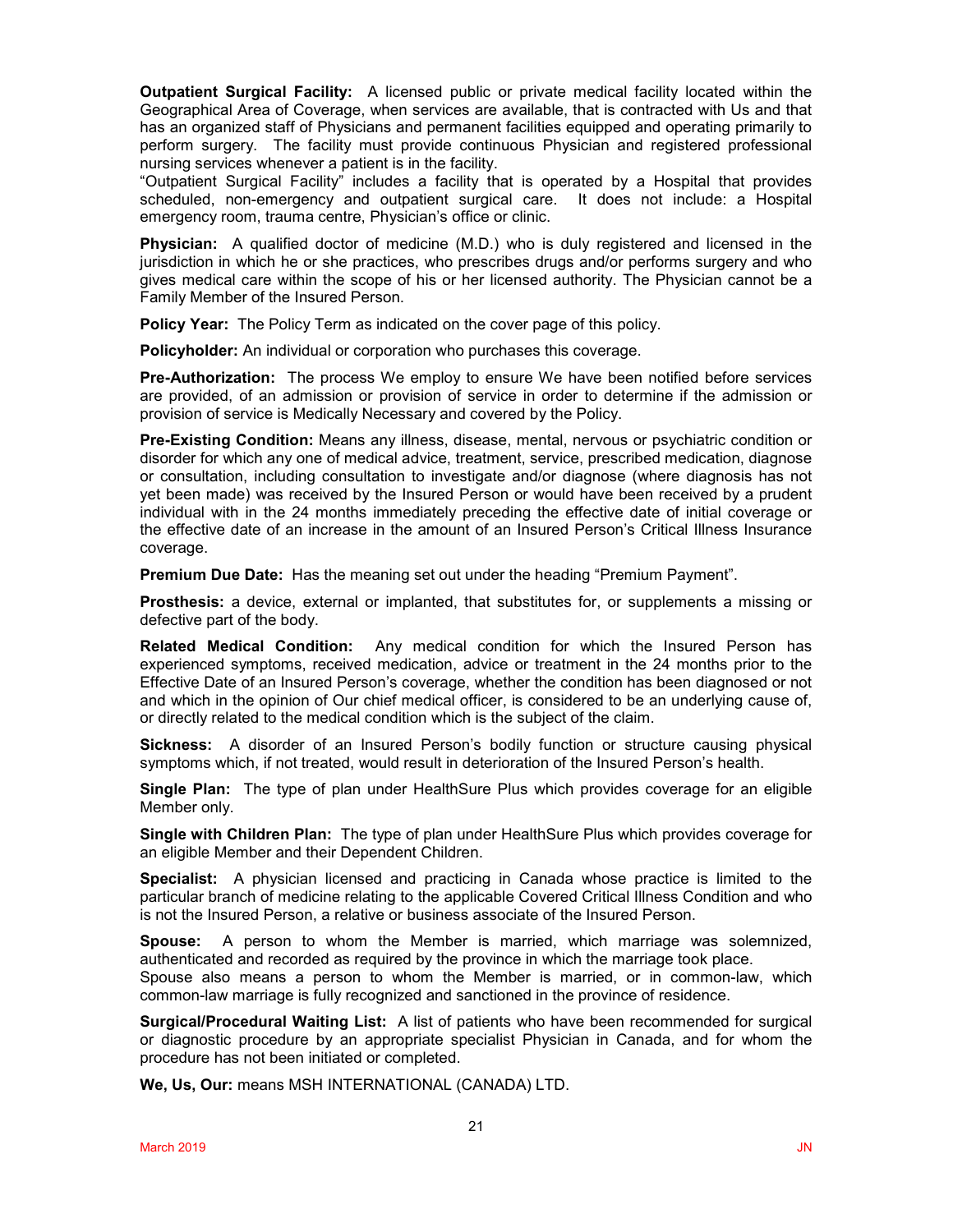**Outpatient Surgical Facility:** A licensed public or private medical facility located within the Geographical Area of Coverage, when services are available, that is contracted with Us and that has an organized staff of Physicians and permanent facilities equipped and operating primarily to perform surgery. The facility must provide continuous Physician and registered professional nursing services whenever a patient is in the facility.
"Outpatient Surgical Facility" includes a facility that is operated by a Hospital that provides scheduled, non-emergency and outpatient surgical care. It does not include: a Hospital emergency room, trauma centre, Physician's office or clinic.

**Physician:** A qualified doctor of medicine (M.D.) who is duly registered and licensed in the jurisdiction in which he or she practices, who prescribes drugs and/or performs surgery and who gives medical care within the scope of his or her licensed authority. The Physician cannot be a Family Member of the Insured Person.

**Policy Year:** The Policy Term as indicated on the cover page of this policy.

**Policyholder:** An individual or corporation who purchases this coverage.

**Pre-Authorization:** The process We employ to ensure We have been notified before services are provided, of an admission or provision of service in order to determine if the admission or provision of service is Medically Necessary and covered by the Policy.

**Pre-Existing Condition:** Means any illness, disease, mental, nervous or psychiatric condition or disorder for which any one of medical advice, treatment, service, prescribed medication, diagnose or consultation, including consultation to investigate and/or diagnose (where diagnosis has not yet been made) was received by the Insured Person or would have been received by a prudent individual with in the 24 months immediately preceding the effective date of initial coverage or the effective date of an increase in the amount of an Insured Person's Critical Illness Insurance coverage.

**Premium Due Date:** Has the meaning set out under the heading "Premium Payment".

**Prosthesis:** a device, external or implanted, that substitutes for, or supplements a missing or defective part of the body.

**Related Medical Condition:** Any medical condition for which the Insured Person has experienced symptoms, received medication, advice or treatment in the 24 months prior to the Effective Date of an Insured Person's coverage, whether the condition has been diagnosed or not and which in the opinion of Our chief medical officer, is considered to be an underlying cause of, or directly related to the medical condition which is the subject of the claim.

**Sickness:** A disorder of an Insured Person's bodily function or structure causing physical symptoms which, if not treated, would result in deterioration of the Insured Person's health.

**Single Plan:** The type of plan under HealthSure Plus which provides coverage for an eligible Member only.

**Single with Children Plan:** The type of plan under HealthSure Plus which provides coverage for an eligible Member and their Dependent Children.

**Specialist:** A physician licensed and practicing in Canada whose practice is limited to the particular branch of medicine relating to the applicable Covered Critical Illness Condition and who is not the Insured Person, a relative or business associate of the Insured Person.

**Spouse:** A person to whom the Member is married, which marriage was solemnized, authenticated and recorded as required by the province in which the marriage took place.
Spouse also means a person to whom the Member is married, or in common-law, which common-law marriage is fully recognized and sanctioned in the province of residence.

**Surgical/Procedural Waiting List:** A list of patients who have been recommended for surgical or diagnostic procedure by an appropriate specialist Physician in Canada, and for whom the procedure has not been initiated or completed.

**We, Us, Our:** means MSH INTERNATIONAL (CANADA) LTD.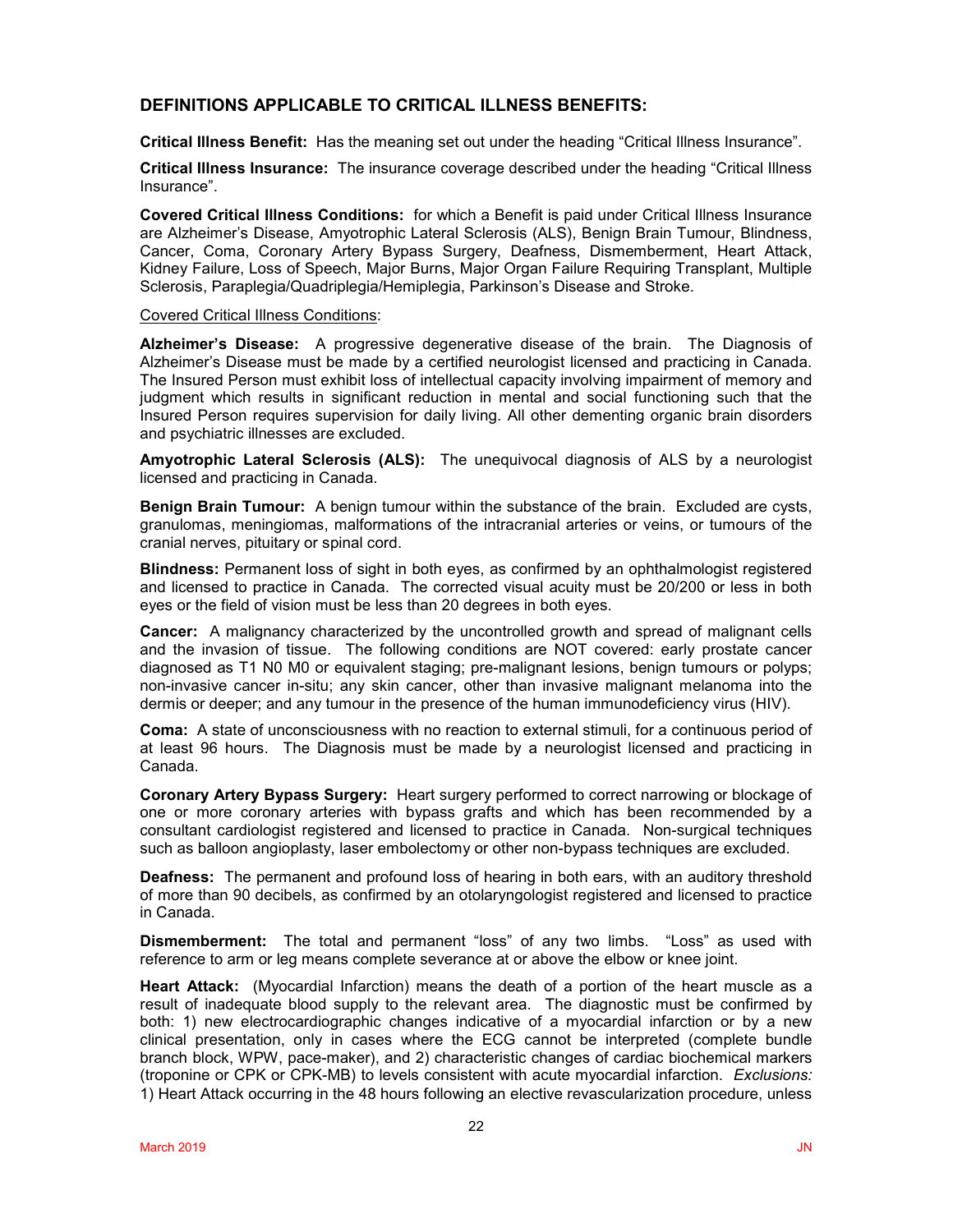## DEFINITIONS APPLICABLE TO CRITICAL ILLNESS BENEFITS:

**Critical Illness Benefit:** Has the meaning set out under the heading "Critical Illness Insurance".

**Critical Illness Insurance:** The insurance coverage described under the heading "Critical Illness Insurance".

**Covered Critical Illness Conditions:** for which a Benefit is paid under Critical Illness Insurance are Alzheimer's Disease, Amyotrophic Lateral Sclerosis (ALS), Benign Brain Tumour, Blindness, Cancer, Coma, Coronary Artery Bypass Surgery, Deafness, Dismemberment, Heart Attack, Kidney Failure, Loss of Speech, Major Burns, Major Organ Failure Requiring Transplant, Multiple Sclerosis, Paraplegia/Quadriplegia/Hemiplegia, Parkinson's Disease and Stroke.

<u>Covered Critical Illness Conditions</u>:

**Alzheimer's Disease:** A progressive degenerative disease of the brain. The Diagnosis of Alzheimer's Disease must be made by a certified neurologist licensed and practicing in Canada. The Insured Person must exhibit loss of intellectual capacity involving impairment of memory and judgment which results in significant reduction in mental and social functioning such that the Insured Person requires supervision for daily living. All other dementing organic brain disorders and psychiatric illnesses are excluded.

**Amyotrophic Lateral Sclerosis (ALS):** The unequivocal diagnosis of ALS by a neurologist licensed and practicing in Canada.

**Benign Brain Tumour:** A benign tumour within the substance of the brain. Excluded are cysts, granulomas, meningiomas, malformations of the intracranial arteries or veins, or tumours of the cranial nerves, pituitary or spinal cord.

**Blindness:** Permanent loss of sight in both eyes, as confirmed by an ophthalmologist registered and licensed to practice in Canada. The corrected visual acuity must be 20/200 or less in both eyes or the field of vision must be less than 20 degrees in both eyes.

**Cancer:** A malignancy characterized by the uncontrolled growth and spread of malignant cells and the invasion of tissue. The following conditions are NOT covered: early prostate cancer diagnosed as T1 N0 M0 or equivalent staging; pre-malignant lesions, benign tumours or polyps; non-invasive cancer in-situ; any skin cancer, other than invasive malignant melanoma into the dermis or deeper; and any tumour in the presence of the human immunodeficiency virus (HIV).

**Coma:** A state of unconsciousness with no reaction to external stimuli, for a continuous period of at least 96 hours. The Diagnosis must be made by a neurologist licensed and practicing in Canada.

**Coronary Artery Bypass Surgery:** Heart surgery performed to correct narrowing or blockage of one or more coronary arteries with bypass grafts and which has been recommended by a consultant cardiologist registered and licensed to practice in Canada. Non-surgical techniques such as balloon angioplasty, laser embolectomy or other non-bypass techniques are excluded.

**Deafness:** The permanent and profound loss of hearing in both ears, with an auditory threshold of more than 90 decibels, as confirmed by an otolaryngologist registered and licensed to practice in Canada.

**Dismemberment:** The total and permanent "loss" of any two limbs. "Loss" as used with reference to arm or leg means complete severance at or above the elbow or knee joint.

**Heart Attack:** (Myocardial Infarction) means the death of a portion of the heart muscle as a result of inadequate blood supply to the relevant area. The diagnostic must be confirmed by both: 1) new electrocardiographic changes indicative of a myocardial infarction or by a new clinical presentation, only in cases where the ECG cannot be interpreted (complete bundle branch block, WPW, pace-maker), and 2) characteristic changes of cardiac biochemical markers (troponine or CPK or CPK-MB) to levels consistent with acute myocardial infarction. *Exclusions:* 1) Heart Attack occurring in the 48 hours following an elective revascularization procedure, unless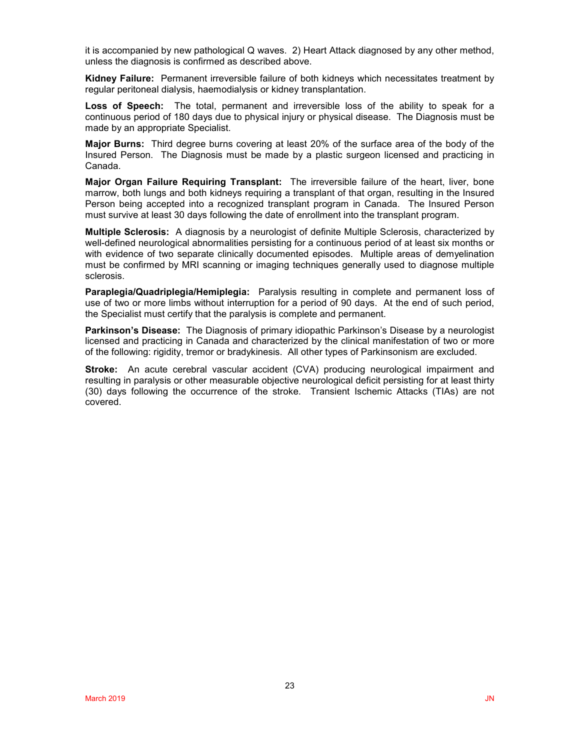it is accompanied by new pathological Q waves. 2) Heart Attack diagnosed by any other method, unless the diagnosis is confirmed as described above.

**Kidney Failure:** Permanent irreversible failure of both kidneys which necessitates treatment by regular peritoneal dialysis, haemodialysis or kidney transplantation.

**Loss of Speech:** The total, permanent and irreversible loss of the ability to speak for a continuous period of 180 days due to physical injury or physical disease. The Diagnosis must be made by an appropriate Specialist.

**Major Burns:** Third degree burns covering at least 20% of the surface area of the body of the Insured Person. The Diagnosis must be made by a plastic surgeon licensed and practicing in Canada.

**Major Organ Failure Requiring Transplant:** The irreversible failure of the heart, liver, bone marrow, both lungs and both kidneys requiring a transplant of that organ, resulting in the Insured Person being accepted into a recognized transplant program in Canada. The Insured Person must survive at least 30 days following the date of enrollment into the transplant program.

**Multiple Sclerosis:** A diagnosis by a neurologist of definite Multiple Sclerosis, characterized by well-defined neurological abnormalities persisting for a continuous period of at least six months or with evidence of two separate clinically documented episodes. Multiple areas of demyelination must be confirmed by MRI scanning or imaging techniques generally used to diagnose multiple sclerosis.

**Paraplegia/Quadriplegia/Hemiplegia:** Paralysis resulting in complete and permanent loss of use of two or more limbs without interruption for a period of 90 days. At the end of such period, the Specialist must certify that the paralysis is complete and permanent.

**Parkinson's Disease:** The Diagnosis of primary idiopathic Parkinson's Disease by a neurologist licensed and practicing in Canada and characterized by the clinical manifestation of two or more of the following: rigidity, tremor or bradykinesis. All other types of Parkinsonism are excluded.

**Stroke:** An acute cerebral vascular accident (CVA) producing neurological impairment and resulting in paralysis or other measurable objective neurological deficit persisting for at least thirty (30) days following the occurrence of the stroke. Transient Ischemic Attacks (TIAs) are not covered.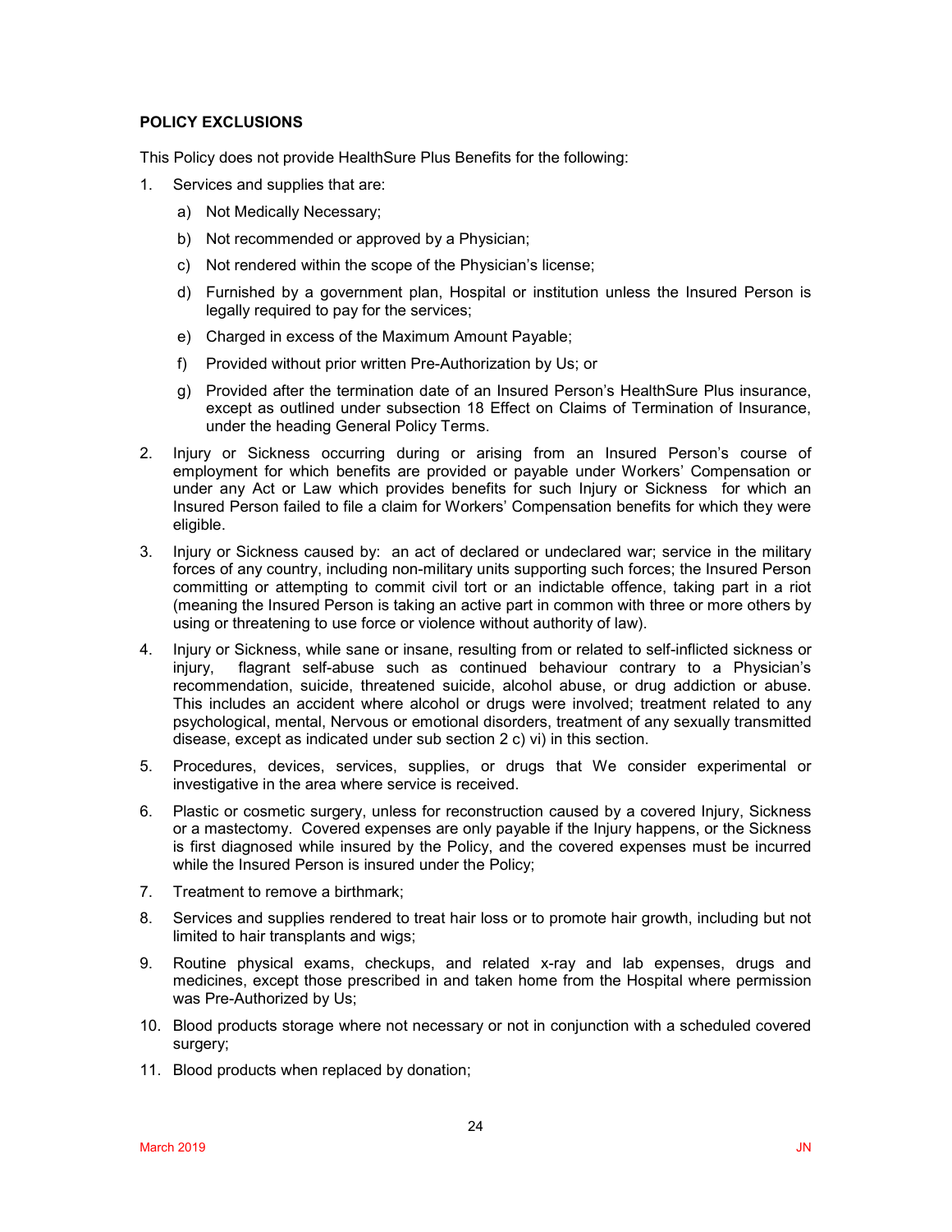**POLICY EXCLUSIONS**

This Policy does not provide HealthSure Plus Benefits for the following:

1. Services and supplies that are:
   a) Not Medically Necessary;
   b) Not recommended or approved by a Physician;
   c) Not rendered within the scope of the Physician's license;
   d) Furnished by a government plan, Hospital or institution unless the Insured Person is legally required to pay for the services;
   e) Charged in excess of the Maximum Amount Payable;
   f) Provided without prior written Pre-Authorization by Us; or
   g) Provided after the termination date of an Insured Person's HealthSure Plus insurance, except as outlined under subsection 18 Effect on Claims of Termination of Insurance, under the heading General Policy Terms.
2. Injury or Sickness occurring during or arising from an Insured Person's course of employment for which benefits are provided or payable under Workers' Compensation or under any Act or Law which provides benefits for such Injury or Sickness for which an Insured Person failed to file a claim for Workers' Compensation benefits for which they were eligible.
3. Injury or Sickness caused by: an act of declared or undeclared war; service in the military forces of any country, including non-military units supporting such forces; the Insured Person committing or attempting to commit civil tort or an indictable offence, taking part in a riot (meaning the Insured Person is taking an active part in common with three or more others by using or threatening to use force or violence without authority of law).
4. Injury or Sickness, while sane or insane, resulting from or related to self-inflicted sickness or injury, flagrant self-abuse such as continued behaviour contrary to a Physician's recommendation, suicide, threatened suicide, alcohol abuse, or drug addiction or abuse. This includes an accident where alcohol or drugs were involved; treatment related to any psychological, mental, Nervous or emotional disorders, treatment of any sexually transmitted disease, except as indicated under sub section 2 c) vi) in this section.
5. Procedures, devices, services, supplies, or drugs that We consider experimental or investigative in the area where service is received.
6. Plastic or cosmetic surgery, unless for reconstruction caused by a covered Injury, Sickness or a mastectomy. Covered expenses are only payable if the Injury happens, or the Sickness is first diagnosed while insured by the Policy, and the covered expenses must be incurred while the Insured Person is insured under the Policy;
7. Treatment to remove a birthmark;
8. Services and supplies rendered to treat hair loss or to promote hair growth, including but not limited to hair transplants and wigs;
9. Routine physical exams, checkups, and related x-ray and lab expenses, drugs and medicines, except those prescribed in and taken home from the Hospital where permission was Pre-Authorized by Us;
10. Blood products storage where not necessary or not in conjunction with a scheduled covered surgery;
11. Blood products when replaced by donation;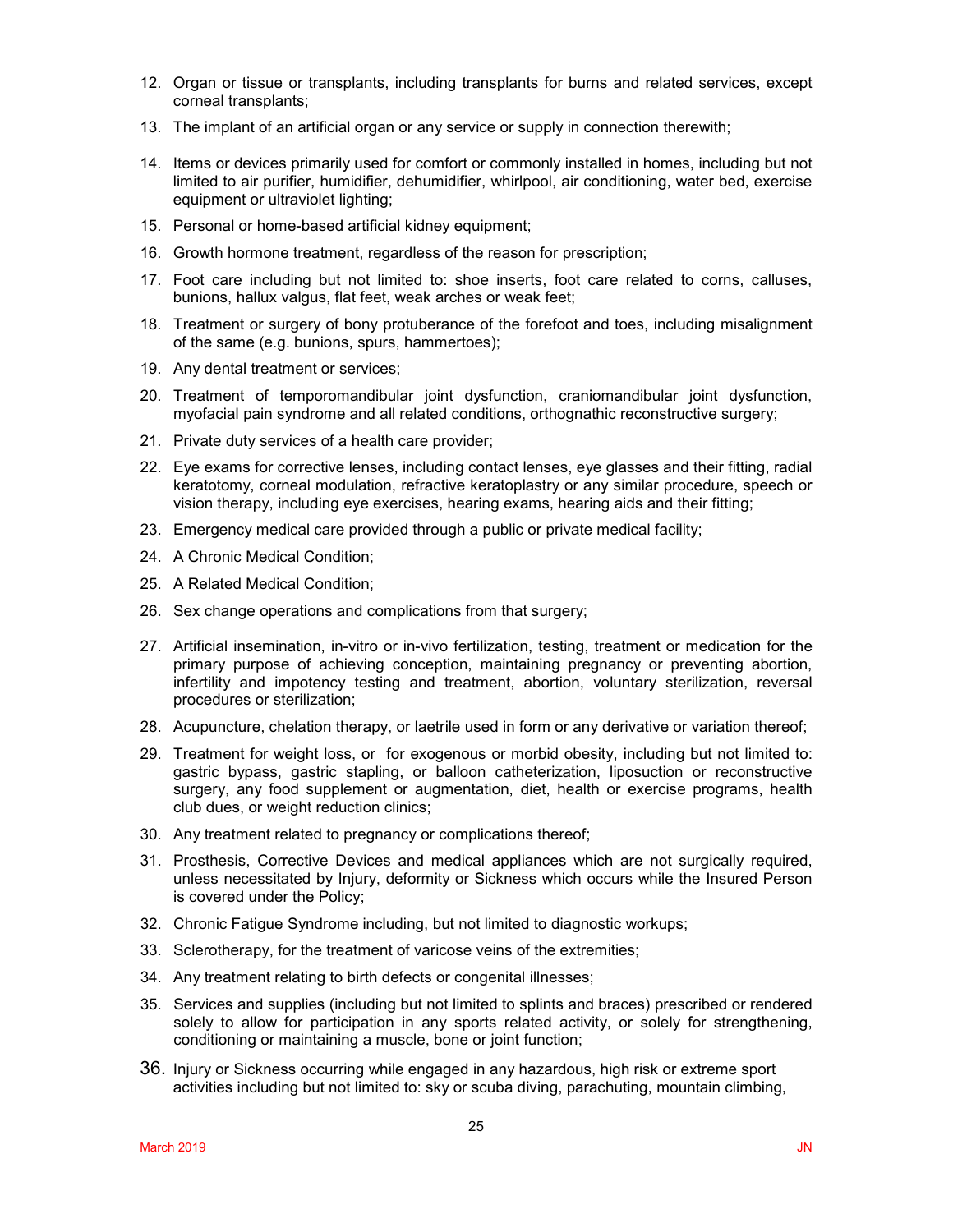12. Organ or tissue or transplants, including transplants for burns and related services, except corneal transplants;
13. The implant of an artificial organ or any service or supply in connection therewith;
14. Items or devices primarily used for comfort or commonly installed in homes, including but not limited to air purifier, humidifier, dehumidifier, whirlpool, air conditioning, water bed, exercise equipment or ultraviolet lighting;
15. Personal or home-based artificial kidney equipment;
16. Growth hormone treatment, regardless of the reason for prescription;
17. Foot care including but not limited to: shoe inserts, foot care related to corns, calluses, bunions, hallux valgus, flat feet, weak arches or weak feet;
18. Treatment or surgery of bony protuberance of the forefoot and toes, including misalignment of the same (e.g. bunions, spurs, hammertoes);
19. Any dental treatment or services;
20. Treatment of temporomandibular joint dysfunction, craniomandibular joint dysfunction, myofacial pain syndrome and all related conditions, orthognathic reconstructive surgery;
21. Private duty services of a health care provider;
22. Eye exams for corrective lenses, including contact lenses, eye glasses and their fitting, radial keratotomy, corneal modulation, refractive keratoplastry or any similar procedure, speech or vision therapy, including eye exercises, hearing exams, hearing aids and their fitting;
23. Emergency medical care provided through a public or private medical facility;
24. A Chronic Medical Condition;
25. A Related Medical Condition;
26. Sex change operations and complications from that surgery;
27. Artificial insemination, in-vitro or in-vivo fertilization, testing, treatment or medication for the primary purpose of achieving conception, maintaining pregnancy or preventing abortion, infertility and impotency testing and treatment, abortion, voluntary sterilization, reversal procedures or sterilization;
28. Acupuncture, chelation therapy, or laetrile used in form or any derivative or variation thereof;
29. Treatment for weight loss, or for exogenous or morbid obesity, including but not limited to: gastric bypass, gastric stapling, or balloon catheterization, liposuction or reconstructive surgery, any food supplement or augmentation, diet, health or exercise programs, health club dues, or weight reduction clinics;
30. Any treatment related to pregnancy or complications thereof;
31. Prosthesis, Corrective Devices and medical appliances which are not surgically required, unless necessitated by Injury, deformity or Sickness which occurs while the Insured Person is covered under the Policy;
32. Chronic Fatigue Syndrome including, but not limited to diagnostic workups;
33. Sclerotherapy, for the treatment of varicose veins of the extremities;
34. Any treatment relating to birth defects or congenital illnesses;
35. Services and supplies (including but not limited to splints and braces) prescribed or rendered solely to allow for participation in any sports related activity, or solely for strengthening, conditioning or maintaining a muscle, bone or joint function;
36. Injury or Sickness occurring while engaged in any hazardous, high risk or extreme sport activities including but not limited to: sky or scuba diving, parachuting, mountain climbing,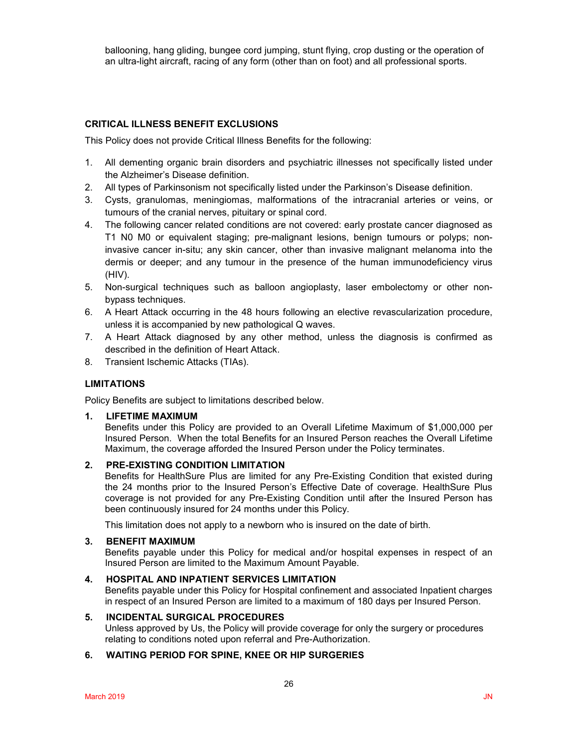ballooning, hang gliding, bungee cord jumping, stunt flying, crop dusting or the operation of an ultra-light aircraft, racing of any form (other than on foot) and all professional sports.

**CRITICAL ILLNESS BENEFIT EXCLUSIONS**

This Policy does not provide Critical Illness Benefits for the following:

1. All dementing organic brain disorders and psychiatric illnesses not specifically listed under the Alzheimer's Disease definition.
2. All types of Parkinsonism not specifically listed under the Parkinson's Disease definition.
3. Cysts, granulomas, meningiomas, malformations of the intracranial arteries or veins, or tumours of the cranial nerves, pituitary or spinal cord.
4. The following cancer related conditions are not covered: early prostate cancer diagnosed as T1 N0 M0 or equivalent staging; pre-malignant lesions, benign tumours or polyps; non-invasive cancer in-situ; any skin cancer, other than invasive malignant melanoma into the dermis or deeper; and any tumour in the presence of the human immunodeficiency virus (HIV).
5. Non-surgical techniques such as balloon angioplasty, laser embolectomy or other non-bypass techniques.
6. A Heart Attack occurring in the 48 hours following an elective revascularization procedure, unless it is accompanied by new pathological Q waves.
7. A Heart Attack diagnosed by any other method, unless the diagnosis is confirmed as described in the definition of Heart Attack.
8. Transient Ischemic Attacks (TIAs).

**LIMITATIONS**

Policy Benefits are subject to limitations described below.

**1. LIFETIME MAXIMUM**

Benefits under this Policy are provided to an Overall Lifetime Maximum of $1,000,000 per Insured Person. When the total Benefits for an Insured Person reaches the Overall Lifetime Maximum, the coverage afforded the Insured Person under the Policy terminates.

**2. PRE-EXISTING CONDITION LIMITATION**

Benefits for HealthSure Plus are limited for any Pre-Existing Condition that existed during the 24 months prior to the Insured Person's Effective Date of coverage. HealthSure Plus coverage is not provided for any Pre-Existing Condition until after the Insured Person has been continuously insured for 24 months under this Policy.

This limitation does not apply to a newborn who is insured on the date of birth.

**3. BENEFIT MAXIMUM**

Benefits payable under this Policy for medical and/or hospital expenses in respect of an Insured Person are limited to the Maximum Amount Payable.

**4. HOSPITAL AND INPATIENT SERVICES LIMITATION**

Benefits payable under this Policy for Hospital confinement and associated Inpatient charges in respect of an Insured Person are limited to a maximum of 180 days per Insured Person.

**5. INCIDENTAL SURGICAL PROCEDURES**

Unless approved by Us, the Policy will provide coverage for only the surgery or procedures relating to conditions noted upon referral and Pre-Authorization.

**6. WAITING PERIOD FOR SPINE, KNEE OR HIP SURGERIES**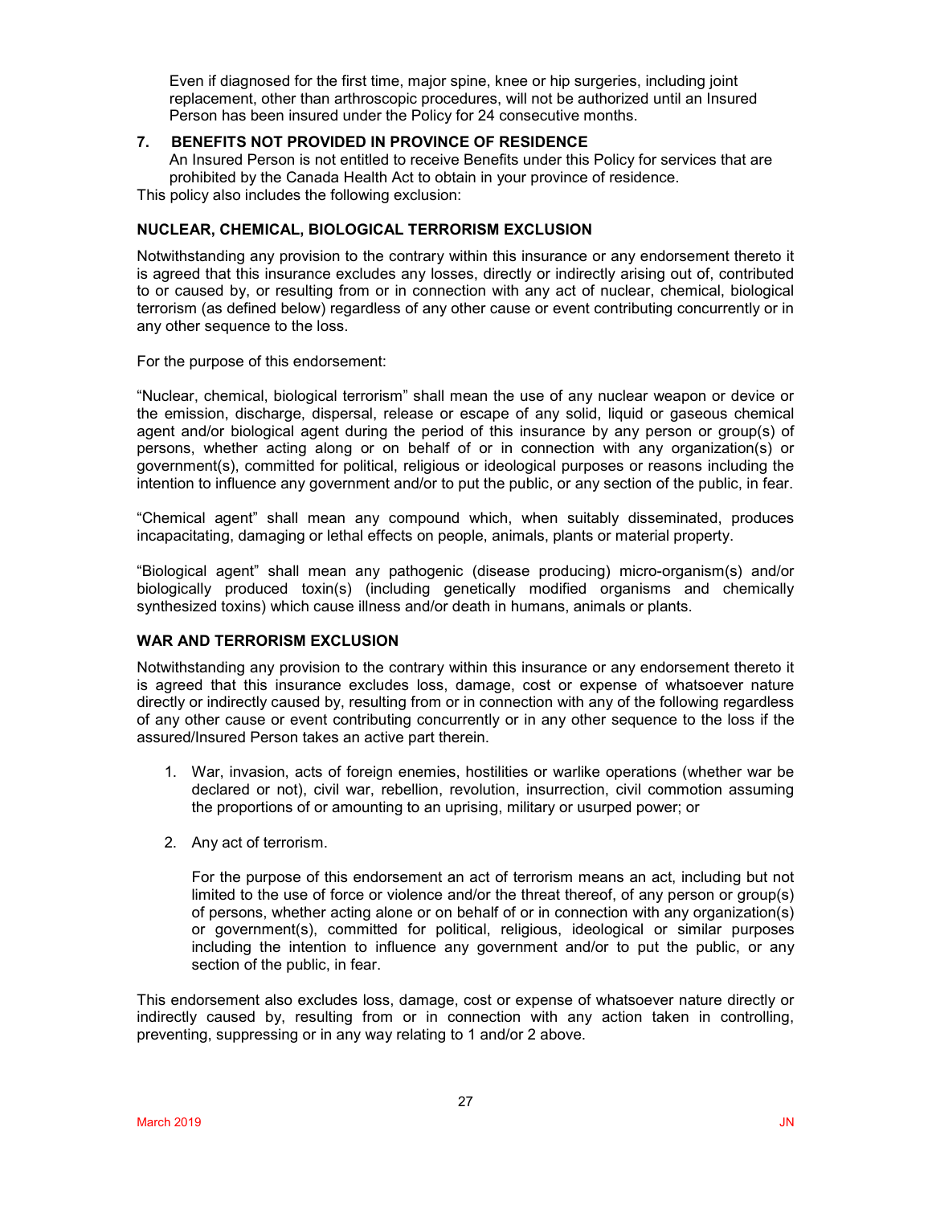Even if diagnosed for the first time, major spine, knee or hip surgeries, including joint replacement, other than arthroscopic procedures, will not be authorized until an Insured Person has been insured under the Policy for 24 consecutive months.

**7. BENEFITS NOT PROVIDED IN PROVINCE OF RESIDENCE**

An Insured Person is not entitled to receive Benefits under this Policy for services that are prohibited by the Canada Health Act to obtain in your province of residence.

This policy also includes the following exclusion:

**NUCLEAR, CHEMICAL, BIOLOGICAL TERRORISM EXCLUSION**

Notwithstanding any provision to the contrary within this insurance or any endorsement thereto it is agreed that this insurance excludes any losses, directly or indirectly arising out of, contributed to or caused by, or resulting from or in connection with any act of nuclear, chemical, biological terrorism (as defined below) regardless of any other cause or event contributing concurrently or in any other sequence to the loss.

For the purpose of this endorsement:

"Nuclear, chemical, biological terrorism" shall mean the use of any nuclear weapon or device or the emission, discharge, dispersal, release or escape of any solid, liquid or gaseous chemical agent and/or biological agent during the period of this insurance by any person or group(s) of persons, whether acting along or on behalf of or in connection with any organization(s) or government(s), committed for political, religious or ideological purposes or reasons including the intention to influence any government and/or to put the public, or any section of the public, in fear.

"Chemical agent" shall mean any compound which, when suitably disseminated, produces incapacitating, damaging or lethal effects on people, animals, plants or material property.

"Biological agent" shall mean any pathogenic (disease producing) micro-organism(s) and/or biologically produced toxin(s) (including genetically modified organisms and chemically synthesized toxins) which cause illness and/or death in humans, animals or plants.

**WAR AND TERRORISM EXCLUSION**

Notwithstanding any provision to the contrary within this insurance or any endorsement thereto it is agreed that this insurance excludes loss, damage, cost or expense of whatsoever nature directly or indirectly caused by, resulting from or in connection with any of the following regardless of any other cause or event contributing concurrently or in any other sequence to the loss if the assured/Insured Person takes an active part therein.

1. War, invasion, acts of foreign enemies, hostilities or warlike operations (whether war be declared or not), civil war, rebellion, revolution, insurrection, civil commotion assuming the proportions of or amounting to an uprising, military or usurped power; or

2. Any act of terrorism.

   For the purpose of this endorsement an act of terrorism means an act, including but not limited to the use of force or violence and/or the threat thereof, of any person or group(s) of persons, whether acting alone or on behalf of or in connection with any organization(s) or government(s), committed for political, religious, ideological or similar purposes including the intention to influence any government and/or to put the public, or any section of the public, in fear.

This endorsement also excludes loss, damage, cost or expense of whatsoever nature directly or indirectly caused by, resulting from or in connection with any action taken in controlling, preventing, suppressing or in any way relating to 1 and/or 2 above.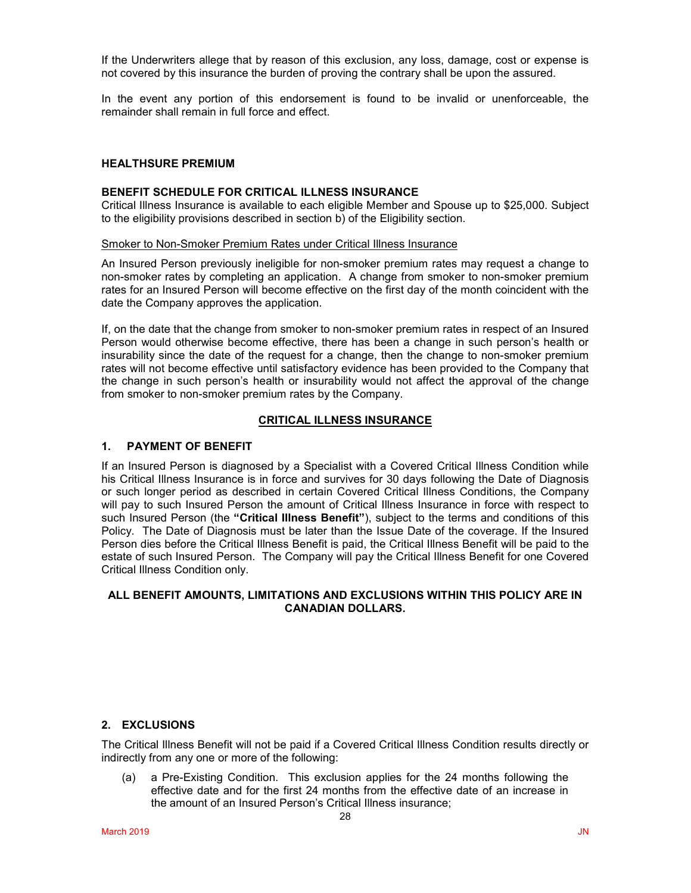If the Underwriters allege that by reason of this exclusion, any loss, damage, cost or expense is not covered by this insurance the burden of proving the contrary shall be upon the assured.

In the event any portion of this endorsement is found to be invalid or unenforceable, the remainder shall remain in full force and effect.

**HEALTHSURE PREMIUM**

**BENEFIT SCHEDULE FOR CRITICAL ILLNESS INSURANCE**

Critical Illness Insurance is available to each eligible Member and Spouse up to $25,000. Subject to the eligibility provisions described in section b) of the Eligibility section.

Smoker to Non-Smoker Premium Rates under Critical Illness Insurance

An Insured Person previously ineligible for non-smoker premium rates may request a change to non-smoker rates by completing an application. A change from smoker to non-smoker premium rates for an Insured Person will become effective on the first day of the month coincident with the date the Company approves the application.

If, on the date that the change from smoker to non-smoker premium rates in respect of an Insured Person would otherwise become effective, there has been a change in such person's health or insurability since the date of the request for a change, then the change to non-smoker premium rates will not become effective until satisfactory evidence has been provided to the Company that the change in such person's health or insurability would not affect the approval of the change from smoker to non-smoker premium rates by the Company.

## CRITICAL ILLNESS INSURANCE

### 1. PAYMENT OF BENEFIT

If an Insured Person is diagnosed by a Specialist with a Covered Critical Illness Condition while his Critical Illness Insurance is in force and survives for 30 days following the Date of Diagnosis or such longer period as described in certain Covered Critical Illness Conditions, the Company will pay to such Insured Person the amount of Critical Illness Insurance in force with respect to such Insured Person (the **"Critical Illness Benefit"**), subject to the terms and conditions of this Policy. The Date of Diagnosis must be later than the Issue Date of the coverage. If the Insured Person dies before the Critical Illness Benefit is paid, the Critical Illness Benefit will be paid to the estate of such Insured Person. The Company will pay the Critical Illness Benefit for one Covered Critical Illness Condition only.

**ALL BENEFIT AMOUNTS, LIMITATIONS AND EXCLUSIONS WITHIN THIS POLICY ARE IN CANADIAN DOLLARS.**

### 2. EXCLUSIONS

The Critical Illness Benefit will not be paid if a Covered Critical Illness Condition results directly or indirectly from any one or more of the following:

(a) a Pre-Existing Condition. This exclusion applies for the 24 months following the effective date and for the first 24 months from the effective date of an increase in the amount of an Insured Person's Critical Illness insurance;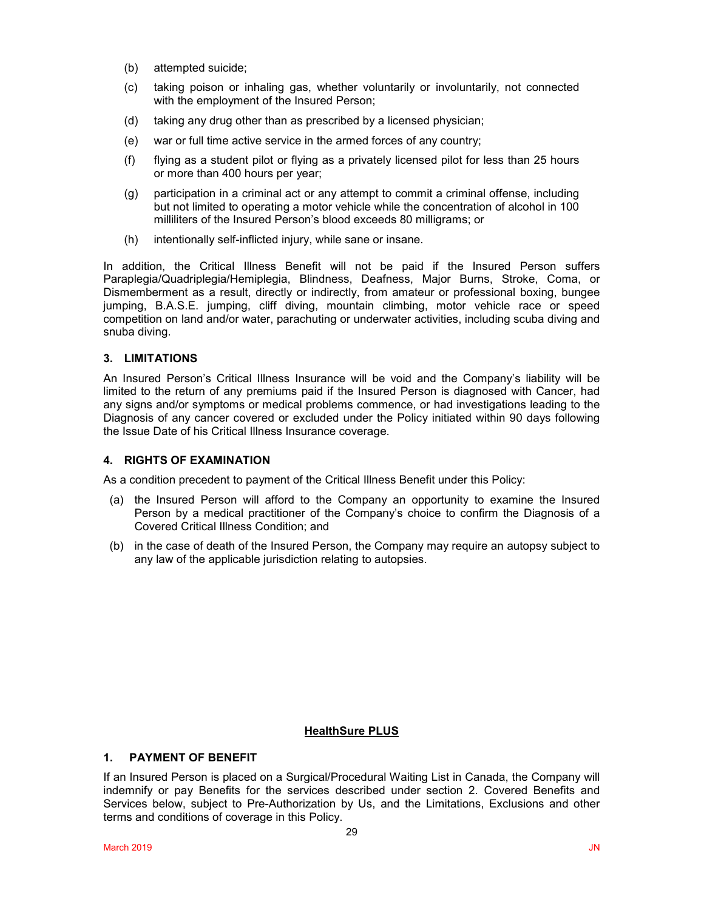(b) attempted suicide;

(c) taking poison or inhaling gas, whether voluntarily or involuntarily, not connected with the employment of the Insured Person;

(d) taking any drug other than as prescribed by a licensed physician;

(e) war or full time active service in the armed forces of any country;

(f) flying as a student pilot or flying as a privately licensed pilot for less than 25 hours or more than 400 hours per year;

(g) participation in a criminal act or any attempt to commit a criminal offense, including but not limited to operating a motor vehicle while the concentration of alcohol in 100 milliliters of the Insured Person's blood exceeds 80 milligrams; or

(h) intentionally self-inflicted injury, while sane or insane.

In addition, the Critical Illness Benefit will not be paid if the Insured Person suffers Paraplegia/Quadriplegia/Hemiplegia, Blindness, Deafness, Major Burns, Stroke, Coma, or Dismemberment as a result, directly or indirectly, from amateur or professional boxing, bungee jumping, B.A.S.E. jumping, cliff diving, mountain climbing, motor vehicle race or speed competition on land and/or water, parachuting or underwater activities, including scuba diving and snuba diving.

### 3. LIMITATIONS

An Insured Person's Critical Illness Insurance will be void and the Company's liability will be limited to the return of any premiums paid if the Insured Person is diagnosed with Cancer, had any signs and/or symptoms or medical problems commence, or had investigations leading to the Diagnosis of any cancer covered or excluded under the Policy initiated within 90 days following the Issue Date of his Critical Illness Insurance coverage.

### 4. RIGHTS OF EXAMINATION

As a condition precedent to payment of the Critical Illness Benefit under this Policy:

(a) the Insured Person will afford to the Company an opportunity to examine the Insured Person by a medical practitioner of the Company's choice to confirm the Diagnosis of a Covered Critical Illness Condition; and

(b) in the case of death of the Insured Person, the Company may require an autopsy subject to any law of the applicable jurisdiction relating to autopsies.

## HealthSure PLUS

### 1. PAYMENT OF BENEFIT

If an Insured Person is placed on a Surgical/Procedural Waiting List in Canada, the Company will indemnify or pay Benefits for the services described under section 2. Covered Benefits and Services below, subject to Pre-Authorization by Us, and the Limitations, Exclusions and other terms and conditions of coverage in this Policy.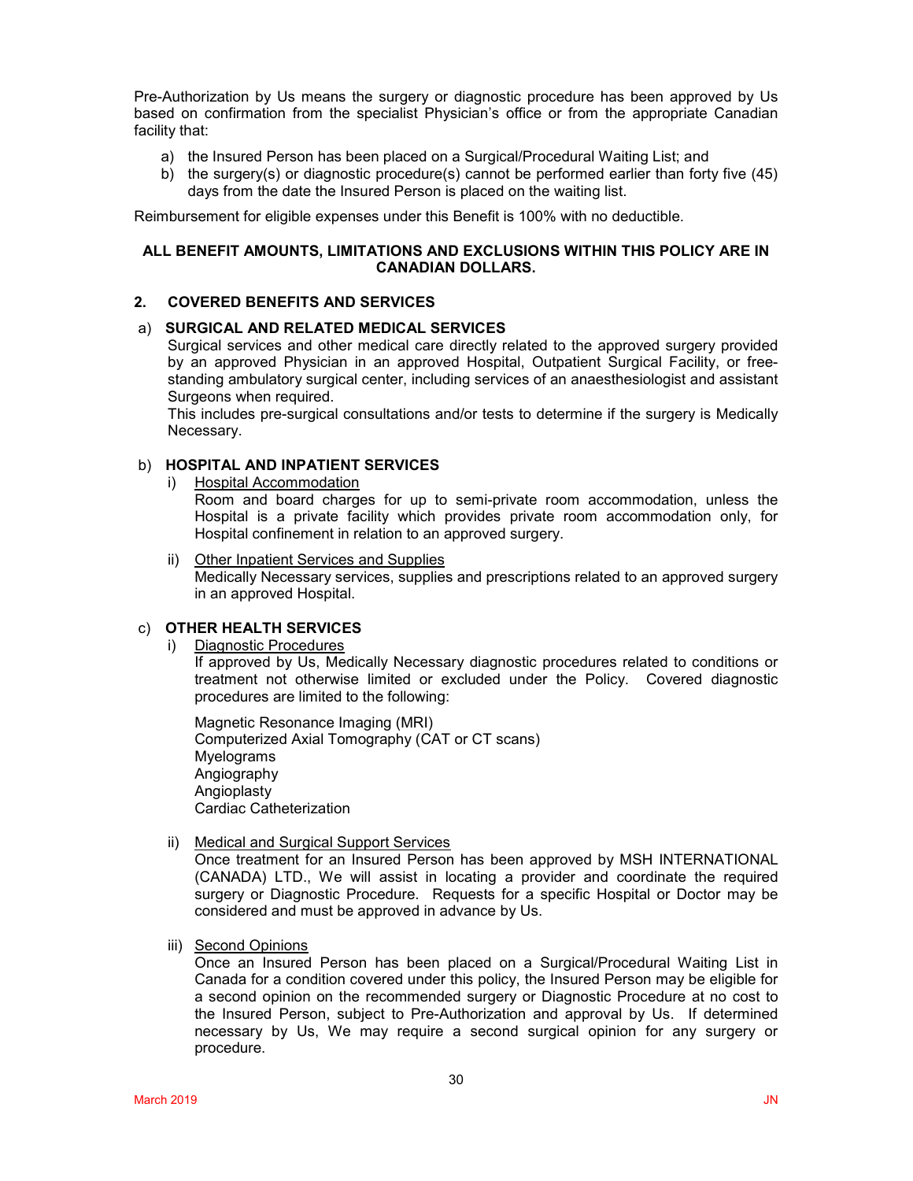Pre-Authorization by Us means the surgery or diagnostic procedure has been approved by Us based on confirmation from the specialist Physician's office or from the appropriate Canadian facility that:

a) the Insured Person has been placed on a Surgical/Procedural Waiting List; and
b) the surgery(s) or diagnostic procedure(s) cannot be performed earlier than forty five (45) days from the date the Insured Person is placed on the waiting list.

Reimbursement for eligible expenses under this Benefit is 100% with no deductible.

**ALL BENEFIT AMOUNTS, LIMITATIONS AND EXCLUSIONS WITHIN THIS POLICY ARE IN CANADIAN DOLLARS.**

## 2. COVERED BENEFITS AND SERVICES

### a) SURGICAL AND RELATED MEDICAL SERVICES

Surgical services and other medical care directly related to the approved surgery provided by an approved Physician in an approved Hospital, Outpatient Surgical Facility, or free-standing ambulatory surgical center, including services of an anaesthesiologist and assistant Surgeons when required.

This includes pre-surgical consultations and/or tests to determine if the surgery is Medically Necessary.

### b) HOSPITAL AND INPATIENT SERVICES

i) Hospital Accommodation

Room and board charges for up to semi-private room accommodation, unless the Hospital is a private facility which provides private room accommodation only, for Hospital confinement in relation to an approved surgery.

ii) Other Inpatient Services and Supplies

Medically Necessary services, supplies and prescriptions related to an approved surgery in an approved Hospital.

### c) OTHER HEALTH SERVICES

i) Diagnostic Procedures

If approved by Us, Medically Necessary diagnostic procedures related to conditions or treatment not otherwise limited or excluded under the Policy. Covered diagnostic procedures are limited to the following:

Magnetic Resonance Imaging (MRI)
Computerized Axial Tomography (CAT or CT scans)
Myelograms
Angiography
Angioplasty
Cardiac Catheterization

ii) Medical and Surgical Support Services

Once treatment for an Insured Person has been approved by MSH INTERNATIONAL (CANADA) LTD., We will assist in locating a provider and coordinate the required surgery or Diagnostic Procedure. Requests for a specific Hospital or Doctor may be considered and must be approved in advance by Us.

iii) Second Opinions

Once an Insured Person has been placed on a Surgical/Procedural Waiting List in Canada for a condition covered under this policy, the Insured Person may be eligible for a second opinion on the recommended surgery or Diagnostic Procedure at no cost to the Insured Person, subject to Pre-Authorization and approval by Us. If determined necessary by Us, We may require a second surgical opinion for any surgery or procedure.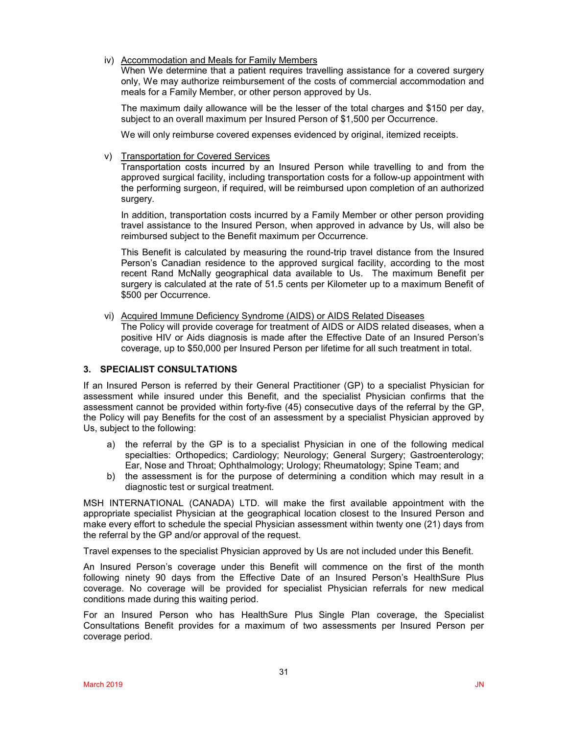iv) Accommodation and Meals for Family Members

When We determine that a patient requires travelling assistance for a covered surgery only, We may authorize reimbursement of the costs of commercial accommodation and meals for a Family Member, or other person approved by Us.

The maximum daily allowance will be the lesser of the total charges and $150 per day, subject to an overall maximum per Insured Person of $1,500 per Occurrence.

We will only reimburse covered expenses evidenced by original, itemized receipts.

v) Transportation for Covered Services

Transportation costs incurred by an Insured Person while travelling to and from the approved surgical facility, including transportation costs for a follow-up appointment with the performing surgeon, if required, will be reimbursed upon completion of an authorized surgery.

In addition, transportation costs incurred by a Family Member or other person providing travel assistance to the Insured Person, when approved in advance by Us, will also be reimbursed subject to the Benefit maximum per Occurrence.

This Benefit is calculated by measuring the round-trip travel distance from the Insured Person's Canadian residence to the approved surgical facility, according to the most recent Rand McNally geographical data available to Us. The maximum Benefit per surgery is calculated at the rate of 51.5 cents per Kilometer up to a maximum Benefit of $500 per Occurrence.

vi) Acquired Immune Deficiency Syndrome (AIDS) or AIDS Related Diseases

The Policy will provide coverage for treatment of AIDS or AIDS related diseases, when a positive HIV or Aids diagnosis is made after the Effective Date of an Insured Person's coverage, up to $50,000 per Insured Person per lifetime for all such treatment in total.

### 3. SPECIALIST CONSULTATIONS

If an Insured Person is referred by their General Practitioner (GP) to a specialist Physician for assessment while insured under this Benefit, and the specialist Physician confirms that the assessment cannot be provided within forty-five (45) consecutive days of the referral by the GP, the Policy will pay Benefits for the cost of an assessment by a specialist Physician approved by Us, subject to the following:

a) the referral by the GP is to a specialist Physician in one of the following medical specialties: Orthopedics; Cardiology; Neurology; General Surgery; Gastroenterology; Ear, Nose and Throat; Ophthalmology; Urology; Rheumatology; Spine Team; and
b) the assessment is for the purpose of determining a condition which may result in a diagnostic test or surgical treatment.

MSH INTERNATIONAL (CANADA) LTD. will make the first available appointment with the appropriate specialist Physician at the geographical location closest to the Insured Person and make every effort to schedule the special Physician assessment within twenty one (21) days from the referral by the GP and/or approval of the request.

Travel expenses to the specialist Physician approved by Us are not included under this Benefit.

An Insured Person's coverage under this Benefit will commence on the first of the month following ninety 90 days from the Effective Date of an Insured Person's HealthSure Plus coverage. No coverage will be provided for specialist Physician referrals for new medical conditions made during this waiting period.

For an Insured Person who has HealthSure Plus Single Plan coverage, the Specialist Consultations Benefit provides for a maximum of two assessments per Insured Person per coverage period.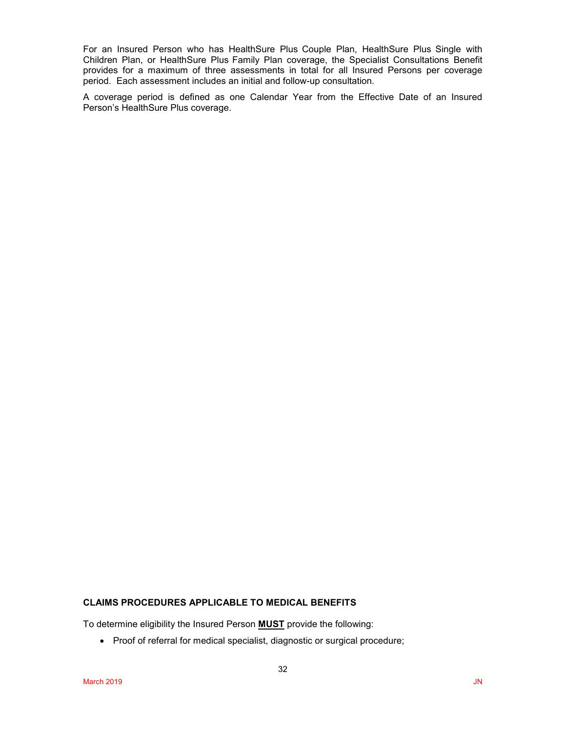For an Insured Person who has HealthSure Plus Couple Plan, HealthSure Plus Single with Children Plan, or HealthSure Plus Family Plan coverage, the Specialist Consultations Benefit provides for a maximum of three assessments in total for all Insured Persons per coverage period. Each assessment includes an initial and follow-up consultation.

A coverage period is defined as one Calendar Year from the Effective Date of an Insured Person's HealthSure Plus coverage.

**CLAIMS PROCEDURES APPLICABLE TO MEDICAL BENEFITS**

To determine eligibility the Insured Person **MUST** provide the following:

- Proof of referral for medical specialist, diagnostic or surgical procedure;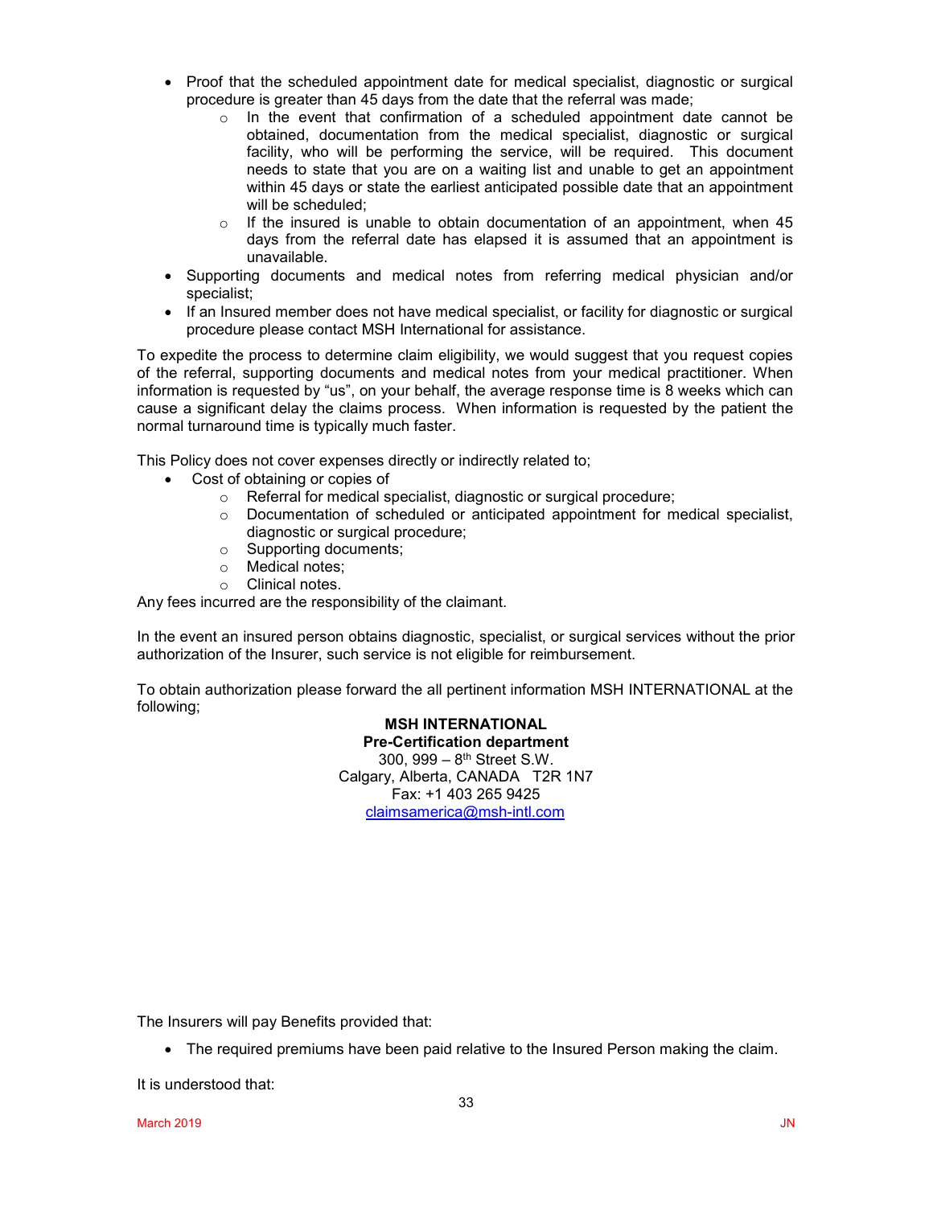- Proof that the scheduled appointment date for medical specialist, diagnostic or surgical procedure is greater than 45 days from the date that the referral was made;
  - In the event that confirmation of a scheduled appointment date cannot be obtained, documentation from the medical specialist, diagnostic or surgical facility, who will be performing the service, will be required. This document needs to state that you are on a waiting list and unable to get an appointment within 45 days or state the earliest anticipated possible date that an appointment will be scheduled;
  - If the insured is unable to obtain documentation of an appointment, when 45 days from the referral date has elapsed it is assumed that an appointment is unavailable.
- Supporting documents and medical notes from referring medical physician and/or specialist;
- If an Insured member does not have medical specialist, or facility for diagnostic or surgical procedure please contact MSH International for assistance.

To expedite the process to determine claim eligibility, we would suggest that you request copies of the referral, supporting documents and medical notes from your medical practitioner. When information is requested by "us", on your behalf, the average response time is 8 weeks which can cause a significant delay the claims process. When information is requested by the patient the normal turnaround time is typically much faster.

This Policy does not cover expenses directly or indirectly related to;

- Cost of obtaining or copies of
  - Referral for medical specialist, diagnostic or surgical procedure;
  - Documentation of scheduled or anticipated appointment for medical specialist, diagnostic or surgical procedure;
  - Supporting documents;
  - Medical notes;
  - Clinical notes.

Any fees incurred are the responsibility of the claimant.

In the event an insured person obtains diagnostic, specialist, or surgical services without the prior authorization of the Insurer, such service is not eligible for reimbursement.

To obtain authorization please forward the all pertinent information MSH INTERNATIONAL at the following;

**MSH INTERNATIONAL**
**Pre-Certification department**
300, 999 – 8th Street S.W.
Calgary, Alberta, CANADA T2R 1N7
Fax: +1 403 265 9425
claimsamerica@msh-intl.com

The Insurers will pay Benefits provided that:

- The required premiums have been paid relative to the Insured Person making the claim.

It is understood that: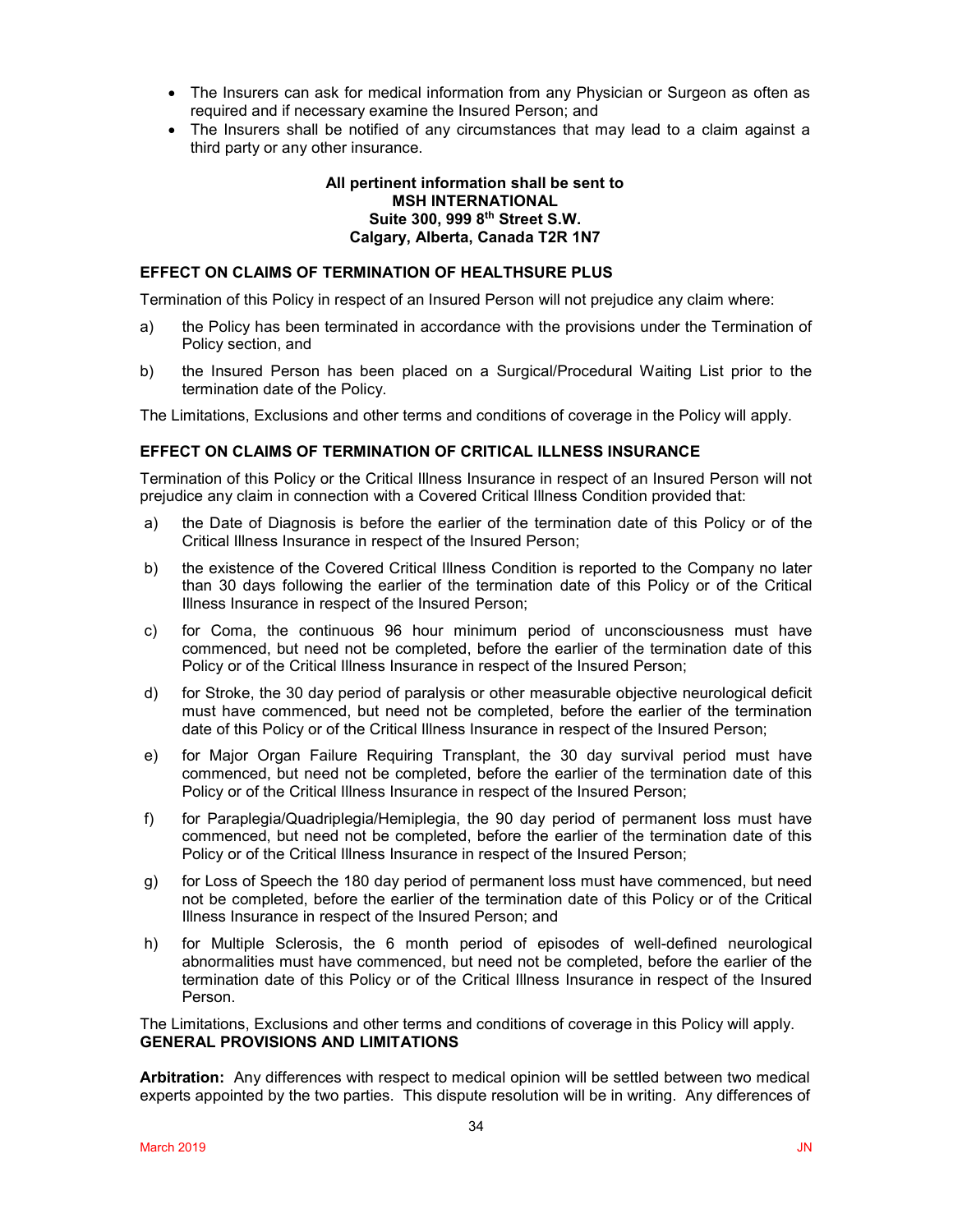- The Insurers can ask for medical information from any Physician or Surgeon as often as required and if necessary examine the Insured Person; and
- The Insurers shall be notified of any circumstances that may lead to a claim against a third party or any other insurance.

**All pertinent information shall be sent to**
**MSH INTERNATIONAL**
**Suite 300, 999 8th Street S.W.**
**Calgary, Alberta, Canada T2R 1N7**

### EFFECT ON CLAIMS OF TERMINATION OF HEALTHSURE PLUS

Termination of this Policy in respect of an Insured Person will not prejudice any claim where:

a) the Policy has been terminated in accordance with the provisions under the Termination of Policy section, and

b) the Insured Person has been placed on a Surgical/Procedural Waiting List prior to the termination date of the Policy.

The Limitations, Exclusions and other terms and conditions of coverage in the Policy will apply.

### EFFECT ON CLAIMS OF TERMINATION OF CRITICAL ILLNESS INSURANCE

Termination of this Policy or the Critical Illness Insurance in respect of an Insured Person will not prejudice any claim in connection with a Covered Critical Illness Condition provided that:

a) the Date of Diagnosis is before the earlier of the termination date of this Policy or of the Critical Illness Insurance in respect of the Insured Person;

b) the existence of the Covered Critical Illness Condition is reported to the Company no later than 30 days following the earlier of the termination date of this Policy or of the Critical Illness Insurance in respect of the Insured Person;

c) for Coma, the continuous 96 hour minimum period of unconsciousness must have commenced, but need not be completed, before the earlier of the termination date of this Policy or of the Critical Illness Insurance in respect of the Insured Person;

d) for Stroke, the 30 day period of paralysis or other measurable objective neurological deficit must have commenced, but need not be completed, before the earlier of the termination date of this Policy or of the Critical Illness Insurance in respect of the Insured Person;

e) for Major Organ Failure Requiring Transplant, the 30 day survival period must have commenced, but need not be completed, before the earlier of the termination date of this Policy or of the Critical Illness Insurance in respect of the Insured Person;

f) for Paraplegia/Quadriplegia/Hemiplegia, the 90 day period of permanent loss must have commenced, but need not be completed, before the earlier of the termination date of this Policy or of the Critical Illness Insurance in respect of the Insured Person;

g) for Loss of Speech the 180 day period of permanent loss must have commenced, but need not be completed, before the earlier of the termination date of this Policy or of the Critical Illness Insurance in respect of the Insured Person; and

h) for Multiple Sclerosis, the 6 month period of episodes of well-defined neurological abnormalities must have commenced, but need not be completed, before the earlier of the termination date of this Policy or of the Critical Illness Insurance in respect of the Insured Person.

The Limitations, Exclusions and other terms and conditions of coverage in this Policy will apply.

### GENERAL PROVISIONS AND LIMITATIONS

**Arbitration:** Any differences with respect to medical opinion will be settled between two medical experts appointed by the two parties. This dispute resolution will be in writing. Any differences of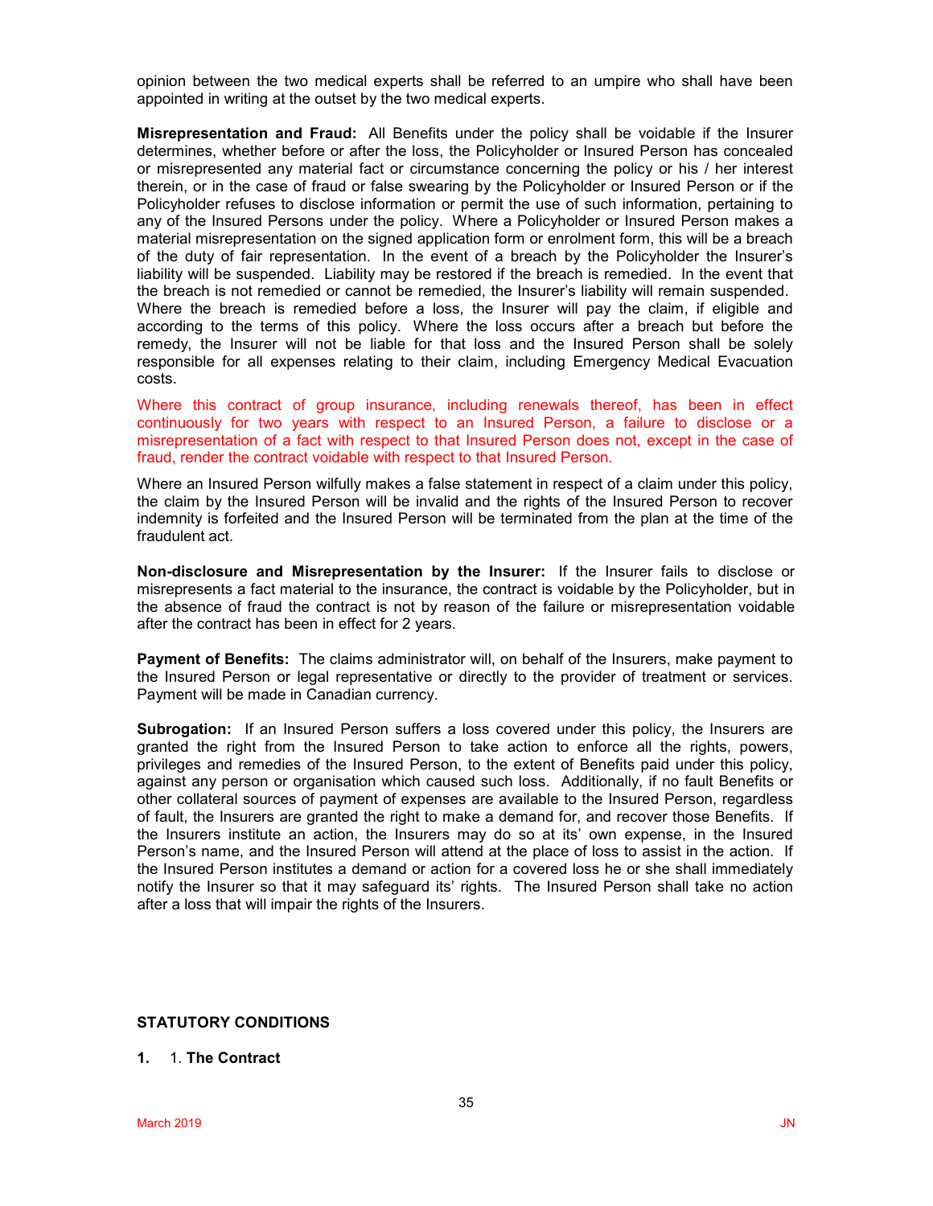opinion between the two medical experts shall be referred to an umpire who shall have been appointed in writing at the outset by the two medical experts.

**Misrepresentation and Fraud:** All Benefits under the policy shall be voidable if the Insurer determines, whether before or after the loss, the Policyholder or Insured Person has concealed or misrepresented any material fact or circumstance concerning the policy or his / her interest therein, or in the case of fraud or false swearing by the Policyholder or Insured Person or if the Policyholder refuses to disclose information or permit the use of such information, pertaining to any of the Insured Persons under the policy. Where a Policyholder or Insured Person makes a material misrepresentation on the signed application form or enrolment form, this will be a breach of the duty of fair representation. In the event of a breach by the Policyholder the Insurer's liability will be suspended. Liability may be restored if the breach is remedied. In the event that the breach is not remedied or cannot be remedied, the Insurer's liability will remain suspended. Where the breach is remedied before a loss, the Insurer will pay the claim, if eligible and according to the terms of this policy. Where the loss occurs after a breach but before the remedy, the Insurer will not be liable for that loss and the Insured Person shall be solely responsible for all expenses relating to their claim, including Emergency Medical Evacuation costs.

Where this contract of group insurance, including renewals thereof, has been in effect continuously for two years with respect to an Insured Person, a failure to disclose or a misrepresentation of a fact with respect to that Insured Person does not, except in the case of fraud, render the contract voidable with respect to that Insured Person.

Where an Insured Person wilfully makes a false statement in respect of a claim under this policy, the claim by the Insured Person will be invalid and the rights of the Insured Person to recover indemnity is forfeited and the Insured Person will be terminated from the plan at the time of the fraudulent act.

**Non-disclosure and Misrepresentation by the Insurer:** If the Insurer fails to disclose or misrepresents a fact material to the insurance, the contract is voidable by the Policyholder, but in the absence of fraud the contract is not by reason of the failure or misrepresentation voidable after the contract has been in effect for 2 years.

**Payment of Benefits:** The claims administrator will, on behalf of the Insurers, make payment to the Insured Person or legal representative or directly to the provider of treatment or services. Payment will be made in Canadian currency.

**Subrogation:** If an Insured Person suffers a loss covered under this policy, the Insurers are granted the right from the Insured Person to take action to enforce all the rights, powers, privileges and remedies of the Insured Person, to the extent of Benefits paid under this policy, against any person or organisation which caused such loss. Additionally, if no fault Benefits or other collateral sources of payment of expenses are available to the Insured Person, regardless of fault, the Insurers are granted the right to make a demand for, and recover those Benefits. If the Insurers institute an action, the Insurers may do so at its' own expense, in the Insured Person's name, and the Insured Person will attend at the place of loss to assist in the action. If the Insured Person institutes a demand or action for a covered loss he or she shall immediately notify the Insurer so that it may safeguard its' rights. The Insured Person shall take no action after a loss that will impair the rights of the Insurers.

## STATUTORY CONDITIONS

**1.** 1. **The Contract**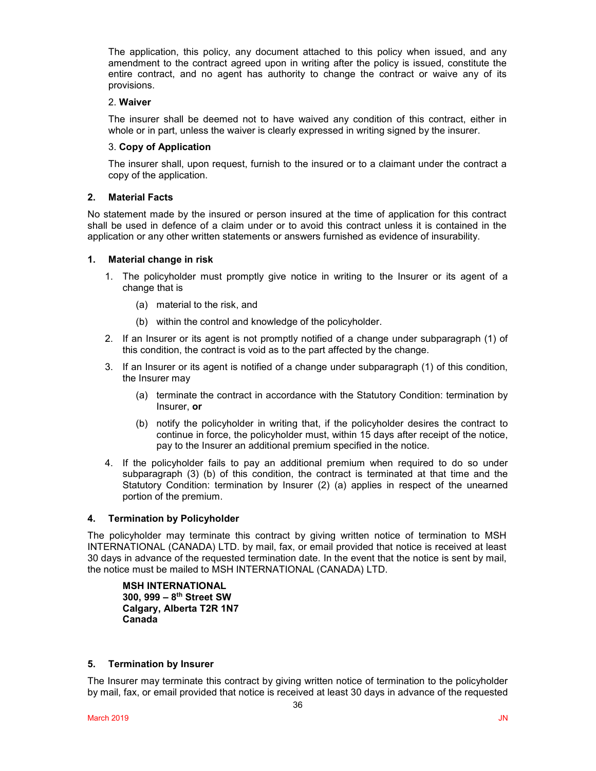The application, this policy, any document attached to this policy when issued, and any amendment to the contract agreed upon in writing after the policy is issued, constitute the entire contract, and no agent has authority to change the contract or waive any of its provisions.

2. **Waiver**

The insurer shall be deemed not to have waived any condition of this contract, either in whole or in part, unless the waiver is clearly expressed in writing signed by the insurer.

3. **Copy of Application**

The insurer shall, upon request, furnish to the insured or to a claimant under the contract a copy of the application.

## 2. Material Facts

No statement made by the insured or person insured at the time of application for this contract shall be used in defence of a claim under or to avoid this contract unless it is contained in the application or any other written statements or answers furnished as evidence of insurability.

## 1. Material change in risk

1. The policyholder must promptly give notice in writing to the Insurer or its agent of a change that is
   - (a) material to the risk, and
   - (b) within the control and knowledge of the policyholder.
2. If an Insurer or its agent is not promptly notified of a change under subparagraph (1) of this condition, the contract is void as to the part affected by the change.
3. If an Insurer or its agent is notified of a change under subparagraph (1) of this condition, the Insurer may
   - (a) terminate the contract in accordance with the Statutory Condition: termination by Insurer, **or**
   - (b) notify the policyholder in writing that, if the policyholder desires the contract to continue in force, the policyholder must, within 15 days after receipt of the notice, pay to the Insurer an additional premium specified in the notice.
4. If the policyholder fails to pay an additional premium when required to do so under subparagraph (3) (b) of this condition, the contract is terminated at that time and the Statutory Condition: termination by Insurer (2) (a) applies in respect of the unearned portion of the premium.

## 4. Termination by Policyholder

The policyholder may terminate this contract by giving written notice of termination to MSH INTERNATIONAL (CANADA) LTD. by mail, fax, or email provided that notice is received at least 30 days in advance of the requested termination date. In the event that the notice is sent by mail, the notice must be mailed to MSH INTERNATIONAL (CANADA) LTD.

**MSH INTERNATIONAL**
**300, 999 – 8th Street SW**
**Calgary, Alberta T2R 1N7**
**Canada**

## 5. Termination by Insurer

The Insurer may terminate this contract by giving written notice of termination to the policyholder by mail, fax, or email provided that notice is received at least 30 days in advance of the requested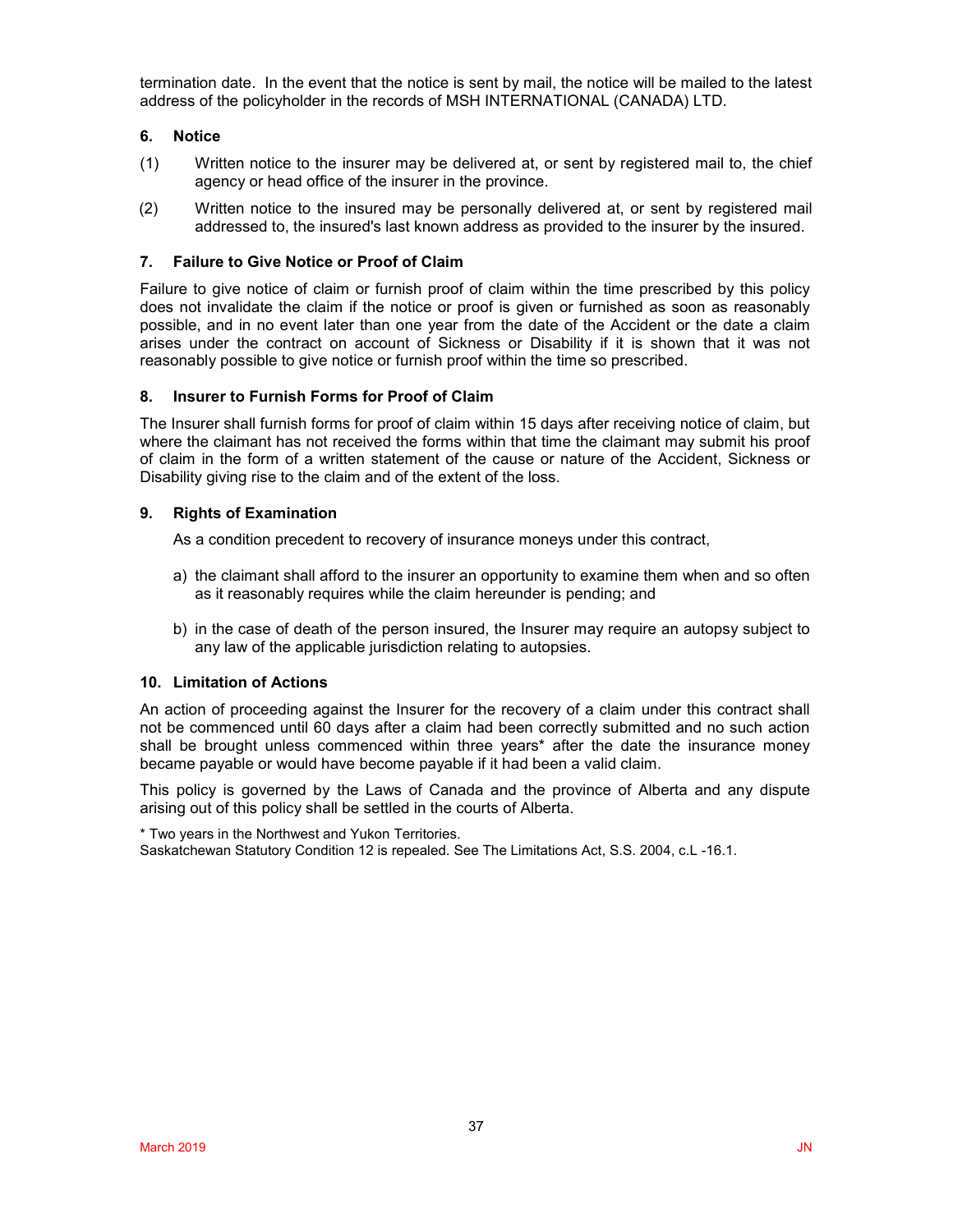termination date. In the event that the notice is sent by mail, the notice will be mailed to the latest address of the policyholder in the records of MSH INTERNATIONAL (CANADA) LTD.

### 6. Notice

(1) Written notice to the insurer may be delivered at, or sent by registered mail to, the chief agency or head office of the insurer in the province.

(2) Written notice to the insured may be personally delivered at, or sent by registered mail addressed to, the insured's last known address as provided to the insurer by the insured.

### 7. Failure to Give Notice or Proof of Claim

Failure to give notice of claim or furnish proof of claim within the time prescribed by this policy does not invalidate the claim if the notice or proof is given or furnished as soon as reasonably possible, and in no event later than one year from the date of the Accident or the date a claim arises under the contract on account of Sickness or Disability if it is shown that it was not reasonably possible to give notice or furnish proof within the time so prescribed.

### 8. Insurer to Furnish Forms for Proof of Claim

The Insurer shall furnish forms for proof of claim within 15 days after receiving notice of claim, but where the claimant has not received the forms within that time the claimant may submit his proof of claim in the form of a written statement of the cause or nature of the Accident, Sickness or Disability giving rise to the claim and of the extent of the loss.

### 9. Rights of Examination

As a condition precedent to recovery of insurance moneys under this contract,

a) the claimant shall afford to the insurer an opportunity to examine them when and so often as it reasonably requires while the claim hereunder is pending; and

b) in the case of death of the person insured, the Insurer may require an autopsy subject to any law of the applicable jurisdiction relating to autopsies.

### 10. Limitation of Actions

An action of proceeding against the Insurer for the recovery of a claim under this contract shall not be commenced until 60 days after a claim had been correctly submitted and no such action shall be brought unless commenced within three years* after the date the insurance money became payable or would have become payable if it had been a valid claim.

This policy is governed by the Laws of Canada and the province of Alberta and any dispute arising out of this policy shall be settled in the courts of Alberta.

* Two years in the Northwest and Yukon Territories.
Saskatchewan Statutory Condition 12 is repealed. See The Limitations Act, S.S. 2004, c.L -16.1.